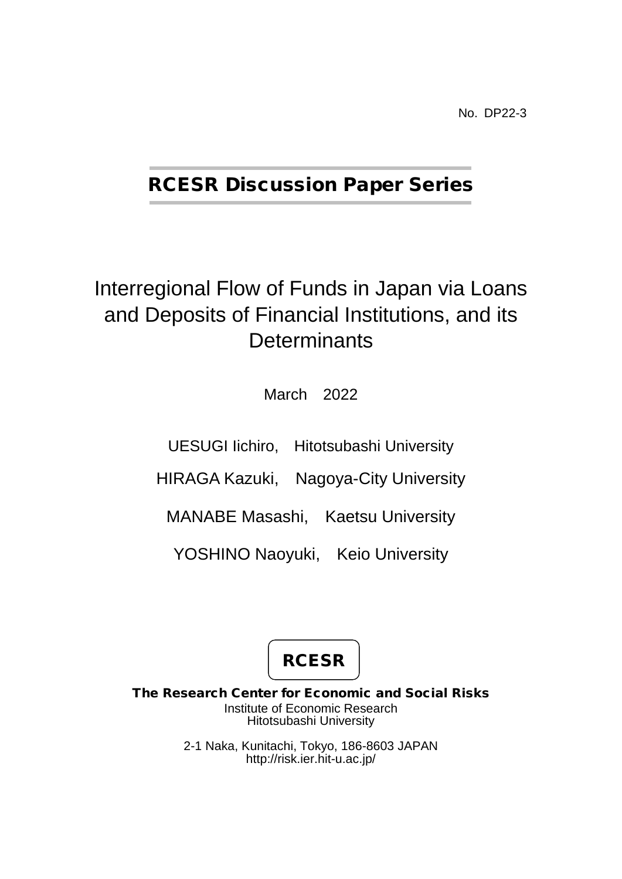No. DP22-3

## RCESR Discussion Paper Series

# Interregional Flow of Funds in Japan via Loans and Deposits of Financial Institutions, and its Determinants

March 2022

UESUGI Iichiro, Hitotsubashi University

HIRAGA Kazuki, Nagoya-City University

MANABE Masashi, Kaetsu University

YOSHINO Naoyuki, Keio University

**RCESR**

**The Research Center for Economic and Social Risks**

Institute of Economic Research
Hitotsubashi University

2-1 Naka, Kunitachi, Tokyo, 186-8603 JAPAN
http://risk.ier.hit-u.ac.jp/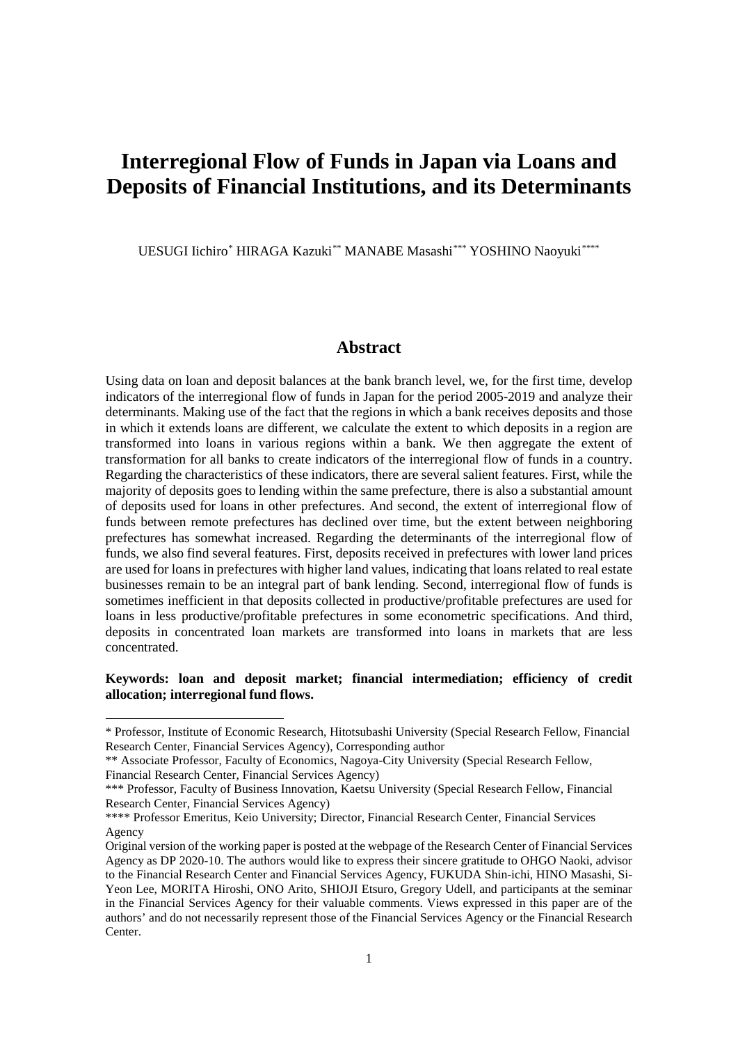# Interregional Flow of Funds in Japan via Loans and Deposits of Financial Institutions, and its Determinants

UESUGI Iichiro* HIRAGA Kazuki** MANABE Masashi*** YOSHINO Naoyuki****

## Abstract

Using data on loan and deposit balances at the bank branch level, we, for the first time, develop indicators of the interregional flow of funds in Japan for the period 2005-2019 and analyze their determinants. Making use of the fact that the regions in which a bank receives deposits and those in which it extends loans are different, we calculate the extent to which deposits in a region are transformed into loans in various regions within a bank. We then aggregate the extent of transformation for all banks to create indicators of the interregional flow of funds in a country. Regarding the characteristics of these indicators, there are several salient features. First, while the majority of deposits goes to lending within the same prefecture, there is also a substantial amount of deposits used for loans in other prefectures. And second, the extent of interregional flow of funds between remote prefectures has declined over time, but the extent between neighboring prefectures has somewhat increased. Regarding the determinants of the interregional flow of funds, we also find several features. First, deposits received in prefectures with lower land prices are used for loans in prefectures with higher land values, indicating that loans related to real estate businesses remain to be an integral part of bank lending. Second, interregional flow of funds is sometimes inefficient in that deposits collected in productive/profitable prefectures are used for loans in less productive/profitable prefectures in some econometric specifications. And third, deposits in concentrated loan markets are transformed into loans in markets that are less concentrated.

**Keywords: loan and deposit market; financial intermediation; efficiency of credit allocation; interregional fund flows.**

---

* Professor, Institute of Economic Research, Hitotsubashi University (Special Research Fellow, Financial Research Center, Financial Services Agency), Corresponding author

** Associate Professor, Faculty of Economics, Nagoya-City University (Special Research Fellow, Financial Research Center, Financial Services Agency)

*** Professor, Faculty of Business Innovation, Kaetsu University (Special Research Fellow, Financial Research Center, Financial Services Agency)

**** Professor Emeritus, Keio University; Director, Financial Research Center, Financial Services Agency

Original version of the working paper is posted at the webpage of the Research Center of Financial Services Agency as DP 2020-10. The authors would like to express their sincere gratitude to OHGO Naoki, advisor to the Financial Research Center and Financial Services Agency, FUKUDA Shin-ichi, HINO Masashi, Si-Yeon Lee, MORITA Hiroshi, ONO Arito, SHIOJI Etsuro, Gregory Udell, and participants at the seminar in the Financial Services Agency for their valuable comments. Views expressed in this paper are of the authors' and do not necessarily represent those of the Financial Services Agency or the Financial Research Center.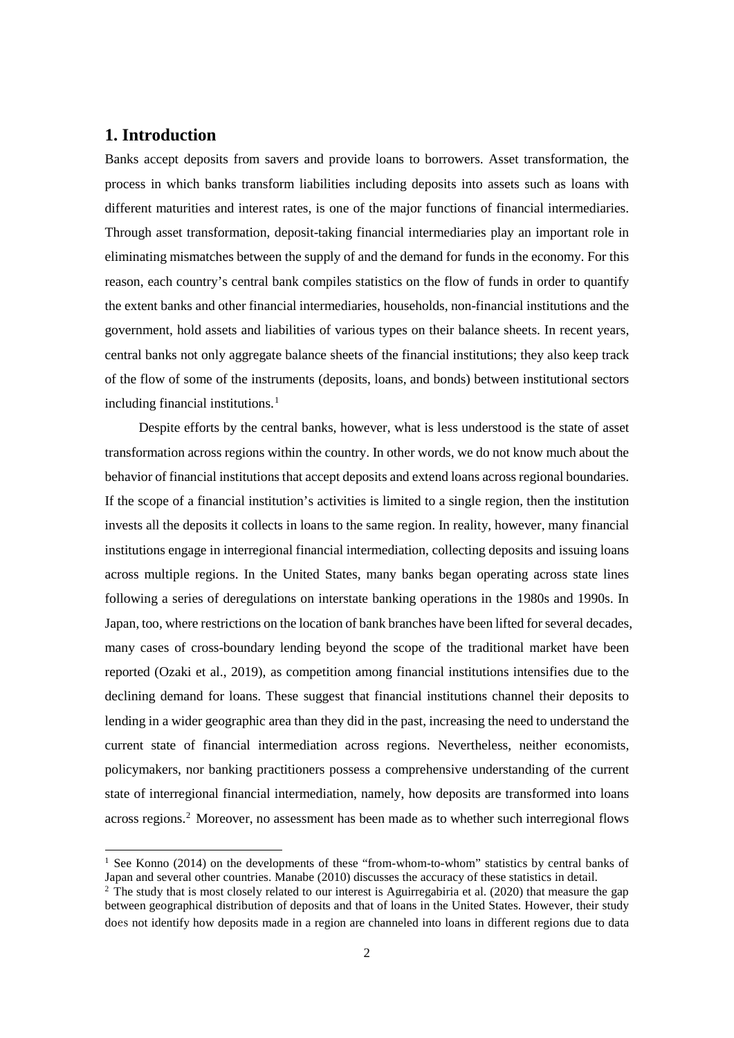## 1. Introduction

Banks accept deposits from savers and provide loans to borrowers. Asset transformation, the process in which banks transform liabilities including deposits into assets such as loans with different maturities and interest rates, is one of the major functions of financial intermediaries. Through asset transformation, deposit-taking financial intermediaries play an important role in eliminating mismatches between the supply of and the demand for funds in the economy. For this reason, each country's central bank compiles statistics on the flow of funds in order to quantify the extent banks and other financial intermediaries, households, non-financial institutions and the government, hold assets and liabilities of various types on their balance sheets. In recent years, central banks not only aggregate balance sheets of the financial institutions; they also keep track of the flow of some of the instruments (deposits, loans, and bonds) between institutional sectors including financial institutions.[1]

Despite efforts by the central banks, however, what is less understood is the state of asset transformation across regions within the country. In other words, we do not know much about the behavior of financial institutions that accept deposits and extend loans across regional boundaries. If the scope of a financial institution's activities is limited to a single region, then the institution invests all the deposits it collects in loans to the same region. In reality, however, many financial institutions engage in interregional financial intermediation, collecting deposits and issuing loans across multiple regions. In the United States, many banks began operating across state lines following a series of deregulations on interstate banking operations in the 1980s and 1990s. In Japan, too, where restrictions on the location of bank branches have been lifted for several decades, many cases of cross-boundary lending beyond the scope of the traditional market have been reported (Ozaki et al., 2019), as competition among financial institutions intensifies due to the declining demand for loans. These suggest that financial institutions channel their deposits to lending in a wider geographic area than they did in the past, increasing the need to understand the current state of financial intermediation across regions. Nevertheless, neither economists, policymakers, nor banking practitioners possess a comprehensive understanding of the current state of interregional financial intermediation, namely, how deposits are transformed into loans across regions.[2] Moreover, no assessment has been made as to whether such interregional flows

[1] See Konno (2014) on the developments of these "from-whom-to-whom" statistics by central banks of Japan and several other countries. Manabe (2010) discusses the accuracy of these statistics in detail.

[2] The study that is most closely related to our interest is Aguirregabiria et al. (2020) that measure the gap between geographical distribution of deposits and that of loans in the United States. However, their study does not identify how deposits made in a region are channeled into loans in different regions due to data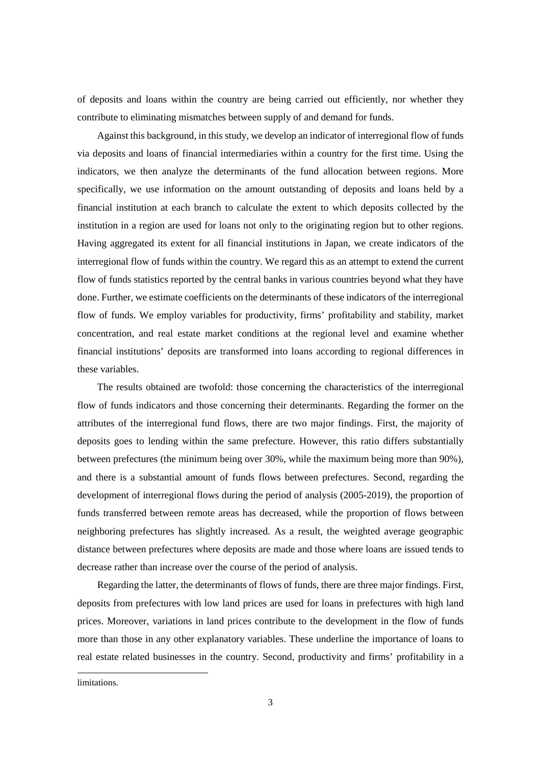of deposits and loans within the country are being carried out efficiently, nor whether they contribute to eliminating mismatches between supply of and demand for funds.

Against this background, in this study, we develop an indicator of interregional flow of funds via deposits and loans of financial intermediaries within a country for the first time. Using the indicators, we then analyze the determinants of the fund allocation between regions. More specifically, we use information on the amount outstanding of deposits and loans held by a financial institution at each branch to calculate the extent to which deposits collected by the institution in a region are used for loans not only to the originating region but to other regions. Having aggregated its extent for all financial institutions in Japan, we create indicators of the interregional flow of funds within the country. We regard this as an attempt to extend the current flow of funds statistics reported by the central banks in various countries beyond what they have done. Further, we estimate coefficients on the determinants of these indicators of the interregional flow of funds. We employ variables for productivity, firms' profitability and stability, market concentration, and real estate market conditions at the regional level and examine whether financial institutions' deposits are transformed into loans according to regional differences in these variables.

The results obtained are twofold: those concerning the characteristics of the interregional flow of funds indicators and those concerning their determinants. Regarding the former on the attributes of the interregional fund flows, there are two major findings. First, the majority of deposits goes to lending within the same prefecture. However, this ratio differs substantially between prefectures (the minimum being over 30%, while the maximum being more than 90%), and there is a substantial amount of funds flows between prefectures. Second, regarding the development of interregional flows during the period of analysis (2005-2019), the proportion of funds transferred between remote areas has decreased, while the proportion of flows between neighboring prefectures has slightly increased. As a result, the weighted average geographic distance between prefectures where deposits are made and those where loans are issued tends to decrease rather than increase over the course of the period of analysis.

Regarding the latter, the determinants of flows of funds, there are three major findings. First, deposits from prefectures with low land prices are used for loans in prefectures with high land prices. Moreover, variations in land prices contribute to the development in the flow of funds more than those in any other explanatory variables. These underline the importance of loans to real estate related businesses in the country. Second, productivity and firms' profitability in a

limitations.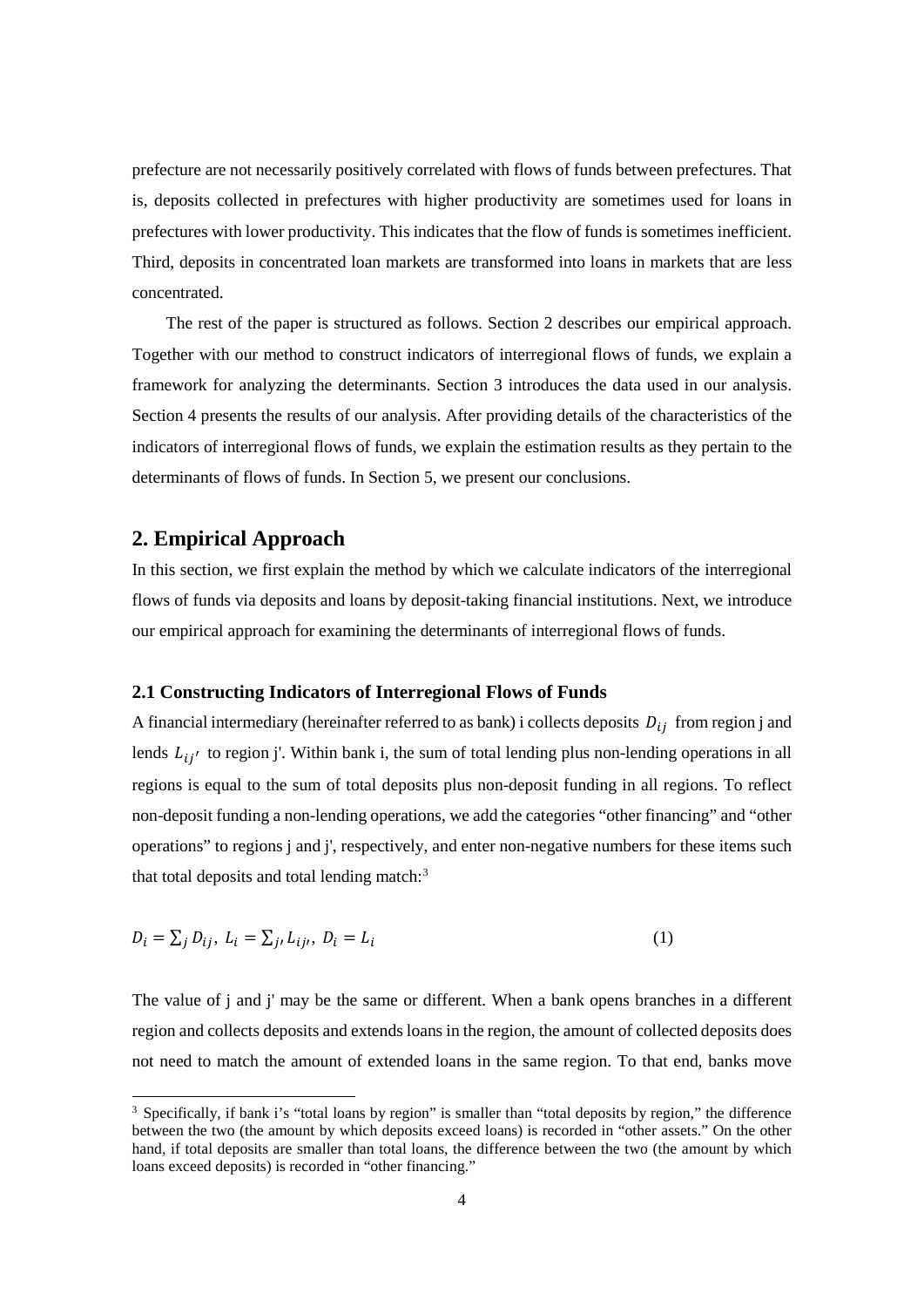prefecture are not necessarily positively correlated with flows of funds between prefectures. That is, deposits collected in prefectures with higher productivity are sometimes used for loans in prefectures with lower productivity. This indicates that the flow of funds is sometimes inefficient. Third, deposits in concentrated loan markets are transformed into loans in markets that are less concentrated.

The rest of the paper is structured as follows. Section 2 describes our empirical approach. Together with our method to construct indicators of interregional flows of funds, we explain a framework for analyzing the determinants. Section 3 introduces the data used in our analysis. Section 4 presents the results of our analysis. After providing details of the characteristics of the indicators of interregional flows of funds, we explain the estimation results as they pertain to the determinants of flows of funds. In Section 5, we present our conclusions.

## 2. Empirical Approach

In this section, we first explain the method by which we calculate indicators of the interregional flows of funds via deposits and loans by deposit-taking financial institutions. Next, we introduce our empirical approach for examining the determinants of interregional flows of funds.

### 2.1 Constructing Indicators of Interregional Flows of Funds

A financial intermediary (hereinafter referred to as bank) i collects deposits $D_{ij}$ from region j and lends $L_{ij'}$ to region j'. Within bank i, the sum of total lending plus non-lending operations in all regions is equal to the sum of total deposits plus non-deposit funding in all regions. To reflect non-deposit funding a non-lending operations, we add the categories "other financing" and "other operations" to regions j and j', respectively, and enter non-negative numbers for these items such that total deposits and total lending match:[3]

$$D_i = \sum_j D_{ij},\ L_i = \sum_{j'} L_{ij'},\ D_i = L_i \tag{1}$$

The value of j and j' may be the same or different. When a bank opens branches in a different region and collects deposits and extends loans in the region, the amount of collected deposits does not need to match the amount of extended loans in the same region. To that end, banks move

[3] Specifically, if bank i's "total loans by region" is smaller than "total deposits by region," the difference between the two (the amount by which deposits exceed loans) is recorded in "other assets." On the other hand, if total deposits are smaller than total loans, the difference between the two (the amount by which loans exceed deposits) is recorded in "other financing."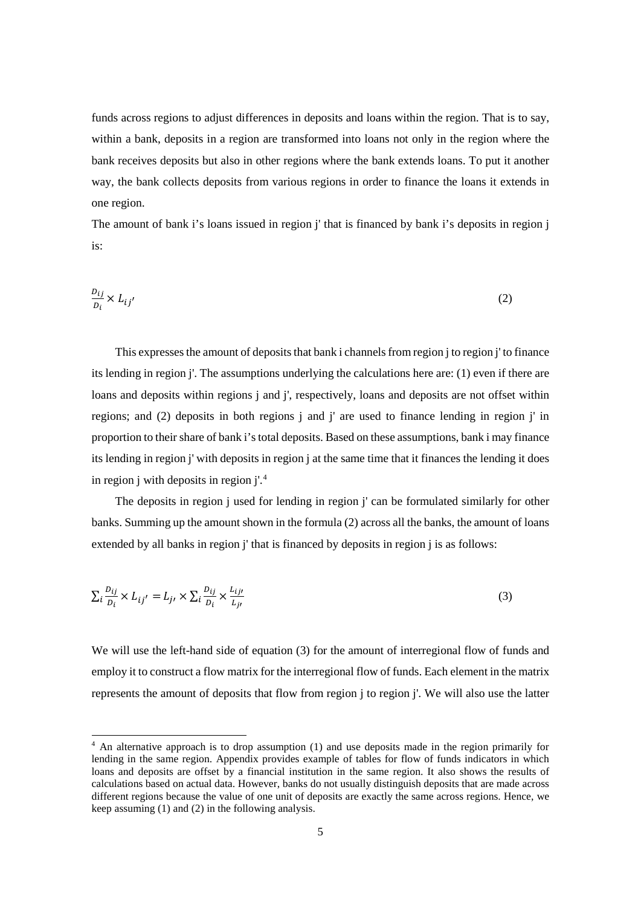funds across regions to adjust differences in deposits and loans within the region. That is to say, within a bank, deposits in a region are transformed into loans not only in the region where the bank receives deposits but also in other regions where the bank extends loans. To put it another way, the bank collects deposits from various regions in order to finance the loans it extends in one region.

The amount of bank i's loans issued in region j' that is financed by bank i's deposits in region j is:

$$\frac{D_{ij}}{D_i} \times L_{ij'} \tag{2}$$

This expresses the amount of deposits that bank i channels from region j to region j' to finance its lending in region j'. The assumptions underlying the calculations here are: (1) even if there are loans and deposits within regions j and j', respectively, loans and deposits are not offset within regions; and (2) deposits in both regions j and j' are used to finance lending in region j' in proportion to their share of bank i's total deposits. Based on these assumptions, bank i may finance its lending in region j' with deposits in region j at the same time that it finances the lending it does in region j with deposits in region j'.[4]

The deposits in region j used for lending in region j' can be formulated similarly for other banks. Summing up the amount shown in the formula (2) across all the banks, the amount of loans extended by all banks in region j' that is financed by deposits in region j is as follows:

$$\sum_i \frac{D_{ij}}{D_i} \times L_{ij'} = L_{j'} \times \sum_i \frac{D_{ij}}{D_i} \times \frac{L_{ij'}}{L_{j'}} \tag{3}$$

We will use the left-hand side of equation (3) for the amount of interregional flow of funds and employ it to construct a flow matrix for the interregional flow of funds. Each element in the matrix represents the amount of deposits that flow from region j to region j'. We will also use the latter

[4] An alternative approach is to drop assumption (1) and use deposits made in the region primarily for lending in the same region. Appendix provides example of tables for flow of funds indicators in which loans and deposits are offset by a financial institution in the same region. It also shows the results of calculations based on actual data. However, banks do not usually distinguish deposits that are made across different regions because the value of one unit of deposits are exactly the same across regions. Hence, we keep assuming (1) and (2) in the following analysis.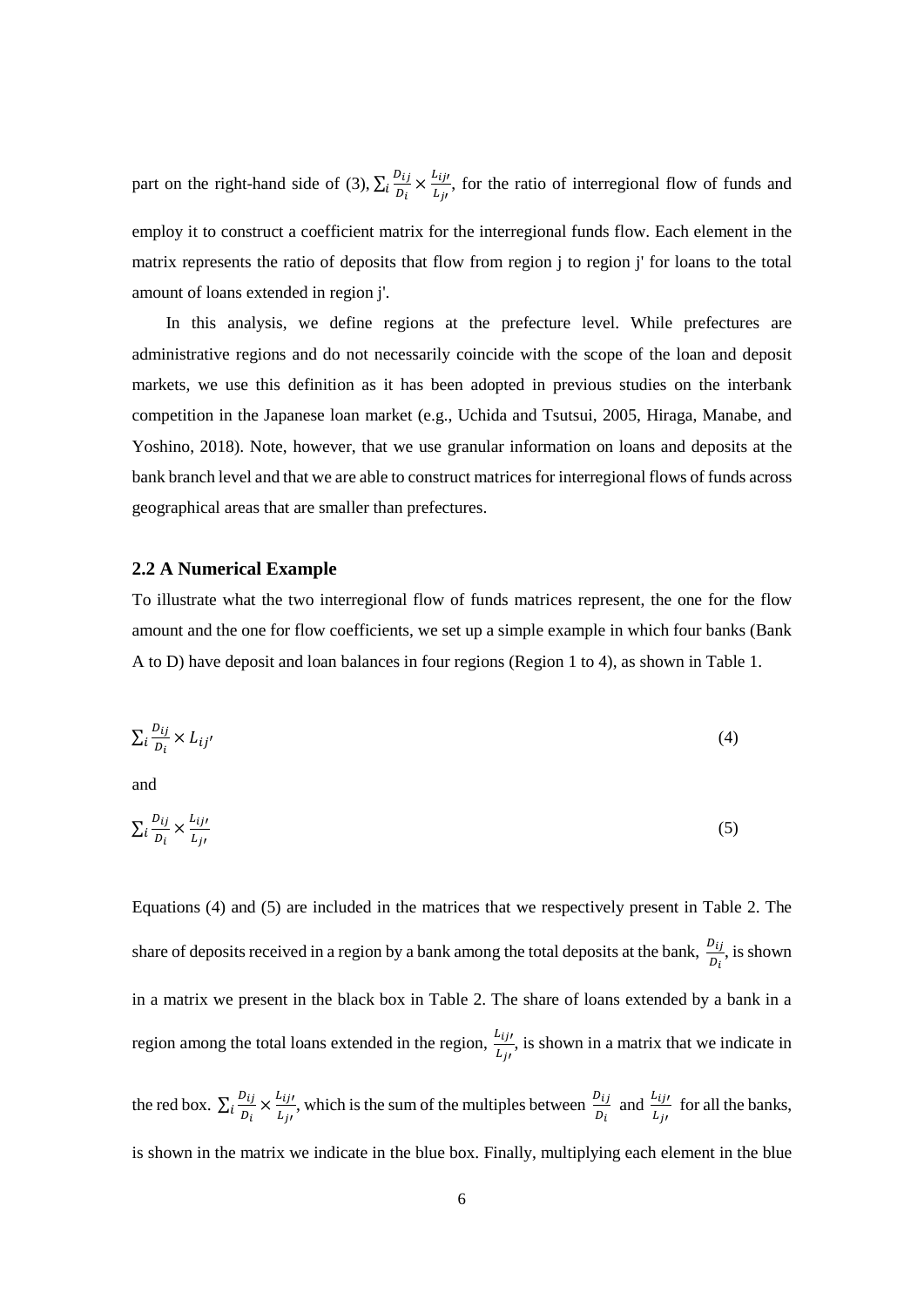part on the right-hand side of (3), $\sum_i \frac{D_{ij}}{D_i} \times \frac{L_{ij'}}{L_{j'}}$, for the ratio of interregional flow of funds and employ it to construct a coefficient matrix for the interregional funds flow. Each element in the matrix represents the ratio of deposits that flow from region j to region j' for loans to the total amount of loans extended in region j'.

In this analysis, we define regions at the prefecture level. While prefectures are administrative regions and do not necessarily coincide with the scope of the loan and deposit markets, we use this definition as it has been adopted in previous studies on the interbank competition in the Japanese loan market (e.g., Uchida and Tsutsui, 2005, Hiraga, Manabe, and Yoshino, 2018). Note, however, that we use granular information on loans and deposits at the bank branch level and that we are able to construct matrices for interregional flows of funds across geographical areas that are smaller than prefectures.

### 2.2 A Numerical Example

To illustrate what the two interregional flow of funds matrices represent, the one for the flow amount and the one for flow coefficients, we set up a simple example in which four banks (Bank A to D) have deposit and loan balances in four regions (Region 1 to 4), as shown in Table 1.

$$\sum_i \frac{D_{ij}}{D_i} \times L_{ij'} \tag{4}$$

and

$$\sum_i \frac{D_{ij}}{D_i} \times \frac{L_{ij'}}{L_{j'}} \tag{5}$$

Equations (4) and (5) are included in the matrices that we respectively present in Table 2. The share of deposits received in a region by a bank among the total deposits at the bank, $\frac{D_{ij}}{D_i}$, is shown in a matrix we present in the black box in Table 2. The share of loans extended by a bank in a region among the total loans extended in the region, $\frac{L_{ij'}}{L_{j'}}$, is shown in a matrix that we indicate in the red box. $\sum_i \frac{D_{ij}}{D_i} \times \frac{L_{ij'}}{L_{j'}}$, which is the sum of the multiples between $\frac{D_{ij}}{D_i}$ and $\frac{L_{ij'}}{L_{j'}}$ for all the banks, is shown in the matrix we indicate in the blue box. Finally, multiplying each element in the blue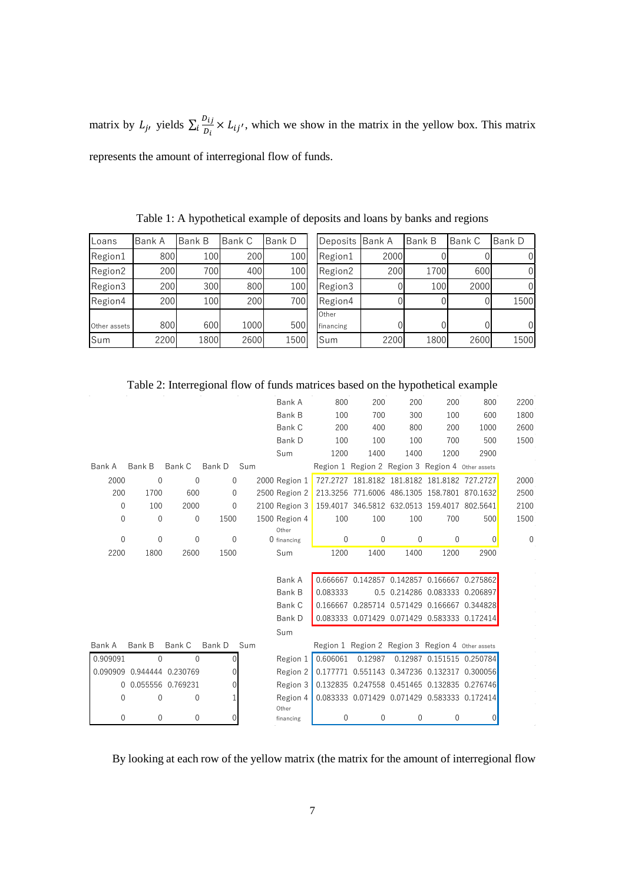matrix by $L_{j'}$ yields $\sum_i \frac{D_{ij}}{D_i} \times L_{ij'}$, which we show in the matrix in the yellow box. This matrix represents the amount of interregional flow of funds.

Table 1: A hypothetical example of deposits and loans by banks and regions

| Loans | Bank A | Bank B | Bank C | Bank D |
|---|---|---|---|---|
| Region1 | 800 | 100 | 200 | 100 |
| Region2 | 200 | 700 | 400 | 100 |
| Region3 | 200 | 300 | 800 | 100 |
| Region4 | 200 | 100 | 200 | 700 |
| Other assets | 800 | 600 | 1000 | 500 |
| Sum | 2200 | 1800 | 2600 | 1500 |

| Deposits | Bank A | Bank B | Bank C | Bank D |
|---|---|---|---|---|
| Region1 | 2000 | 0 | 0 | 0 |
| Region2 | 200 | 1700 | 600 | 0 |
| Region3 | 0 | 100 | 2000 | 0 |
| Region4 | 0 | 0 | 0 | 1500 |
| Other financing | 0 | 0 | 0 | 0 |
| Sum | 2200 | 1800 | 2600 | 1500 |

Table 2: Interregional flow of funds matrices based on the hypothetical example

| Bank A | Bank B | Bank C | Bank D | Sum | | Region 1 | Region 2 | Region 3 | Region 4 | Other assets | |
|---|---|---|---|---|---|---|---|---|---|---|---|
| | | | | | Bank A | 800 | 200 | 200 | 200 | 800 | 2200 |
| | | | | | Bank B | 100 | 700 | 300 | 100 | 600 | 1800 |
| | | | | | Bank C | 200 | 400 | 800 | 200 | 1000 | 2600 |
| | | | | | Bank D | 100 | 100 | 100 | 700 | 500 | 1500 |
| | | | | | Sum | 1200 | 1400 | 1400 | 1200 | 2900 | |
| 2000 | 0 | 0 | 0 | 2000 | Region 1 | 727.2727 | 181.8182 | 181.8182 | 181.8182 | 727.2727 | 2000 |
| 200 | 1700 | 600 | 0 | 2500 | Region 2 | 213.3256 | 771.6006 | 486.1305 | 158.7801 | 870.1632 | 2500 |
| 0 | 100 | 2000 | 0 | 2100 | Region 3 | 159.4017 | 346.5812 | 632.0513 | 159.4017 | 802.5641 | 2100 |
| 0 | 0 | 0 | 1500 | 1500 | Region 4 | 100 | 100 | 100 | 700 | 500 | 1500 |
| 0 | 0 | 0 | 0 | 0 | Other financing | 0 | 0 | 0 | 0 | 0 | 0 |
| 2200 | 1800 | 2600 | 1500 | | Sum | 1200 | 1400 | 1400 | 1200 | 2900 | |

| Bank A | Bank B | Bank C | Bank D | Sum | | Region 1 | Region 2 | Region 3 | Region 4 | Other assets |
|---|---|---|---|---|---|---|---|---|---|---|
| | | | | | Bank A | 0.666667 | 0.142857 | 0.142857 | 0.166667 | 0.275862 |
| | | | | | Bank B | 0.083333 | 0.5 | 0.214286 | 0.083333 | 0.206897 |
| | | | | | Bank C | 0.166667 | 0.285714 | 0.571429 | 0.166667 | 0.344828 |
| | | | | | Bank D | 0.083333 | 0.071429 | 0.071429 | 0.583333 | 0.172414 |
| | | | | | Sum | | | | | |
| 0.909091 | 0 | 0 | 0 | | Region 1 | 0.606061 | 0.12987 | 0.12987 | 0.151515 | 0.250784 |
| 0.090909 | 0.944444 | 0.230769 | 0 | | Region 2 | 0.177771 | 0.551143 | 0.347236 | 0.132317 | 0.300056 |
| 0 | 0.055556 | 0.769231 | 0 | | Region 3 | 0.132835 | 0.247558 | 0.451465 | 0.132835 | 0.276746 |
| 0 | 0 | 0 | 1 | | Region 4 | 0.083333 | 0.071429 | 0.071429 | 0.583333 | 0.172414 |
| 0 | 0 | 0 | 0 | | Other financing | 0 | 0 | 0 | 0 | 0 |

By looking at each row of the yellow matrix (the matrix for the amount of interregional flow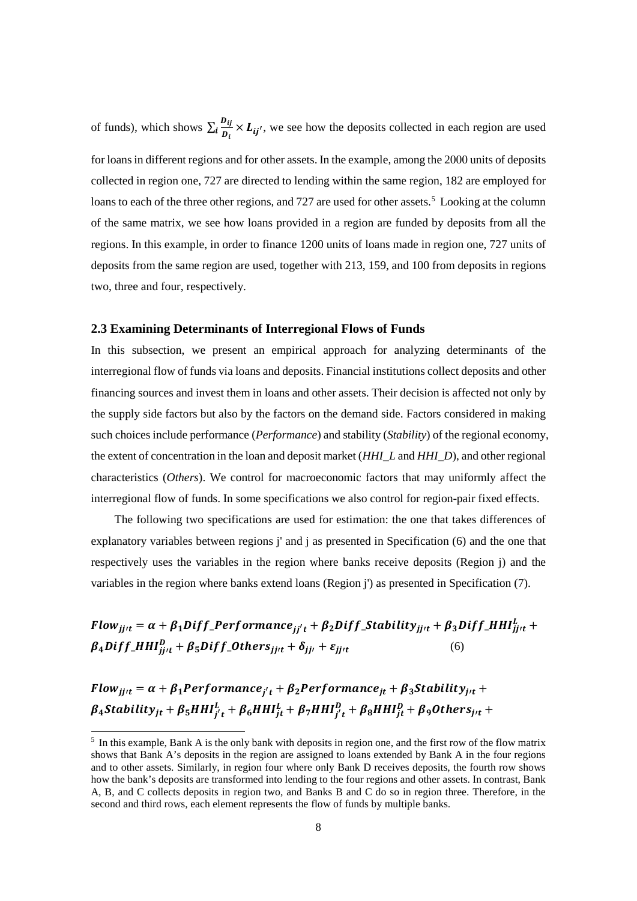of funds), which shows $\sum_i \frac{D_{ij}}{D_i} \times L_{ij'}$, we see how the deposits collected in each region are used for loans in different regions and for other assets. In the example, among the 2000 units of deposits collected in region one, 727 are directed to lending within the same region, 182 are employed for loans to each of the three other regions, and 727 are used for other assets.[5] Looking at the column of the same matrix, we see how loans provided in a region are funded by deposits from all the regions. In this example, in order to finance 1200 units of loans made in region one, 727 units of deposits from the same region are used, together with 213, 159, and 100 from deposits in regions two, three and four, respectively.

### 2.3 Examining Determinants of Interregional Flows of Funds

In this subsection, we present an empirical approach for analyzing determinants of the interregional flow of funds via loans and deposits. Financial institutions collect deposits and other financing sources and invest them in loans and other assets. Their decision is affected not only by the supply side factors but also by the factors on the demand side. Factors considered in making such choices include performance (*Performance*) and stability (*Stability*) of the regional economy, the extent of concentration in the loan and deposit market (*HHI_L* and *HHI_D*), and other regional characteristics (*Others*). We control for macroeconomic factors that may uniformly affect the interregional flow of funds. In some specifications we also control for region-pair fixed effects.

The following two specifications are used for estimation: the one that takes differences of explanatory variables between regions j' and j as presented in Specification (6) and the one that respectively uses the variables in the region where banks receive deposits (Region j) and the variables in the region where banks extend loans (Region j') as presented in Specification (7).

$$Flow_{jj't} = \alpha + \beta_1 Diff\_Performance_{jj't} + \beta_2 Diff\_Stability_{jj't} + \beta_3 Diff\_HHI^L_{jj't} + \beta_4 Diff\_HHI^D_{jj't} + \beta_5 Diff\_Others_{jj't} + \delta_{jj'} + \varepsilon_{jj't} \quad (6)$$

$$Flow_{jj't} = \alpha + \beta_1 Performance_{j't} + \beta_2 Performance_{jt} + \beta_3 Stability_{j't} + \beta_4 Stability_{jt} + \beta_5 HHI^L_{j't} + \beta_6 HHI^L_{jt} + \beta_7 HHI^D_{j't} + \beta_8 HHI^D_{jt} + \beta_9 Others_{j't} +$$

[5] In this example, Bank A is the only bank with deposits in region one, and the first row of the flow matrix shows that Bank A's deposits in the region are assigned to loans extended by Bank A in the four regions and to other assets. Similarly, in region four where only Bank D receives deposits, the fourth row shows how the bank's deposits are transformed into lending to the four regions and other assets. In contrast, Bank A, B, and C collects deposits in region two, and Banks B and C do so in region three. Therefore, in the second and third rows, each element represents the flow of funds by multiple banks.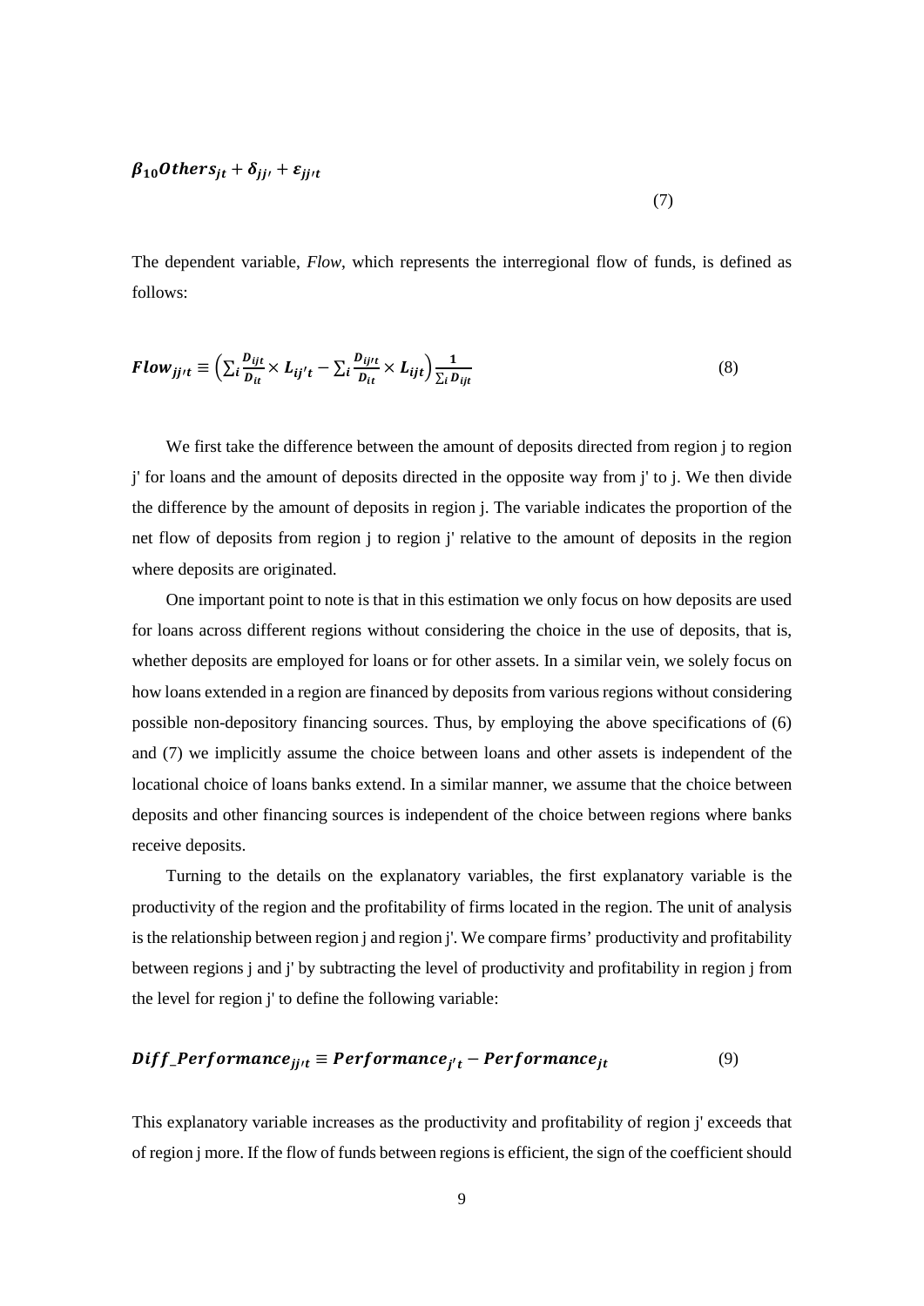$$\beta_{10} Others_{jt} + \delta_{jj'} + \varepsilon_{jj't} \tag{7}$$

The dependent variable, *Flow*, which represents the interregional flow of funds, is defined as follows:

$$Flow_{jj't} \equiv \left( \sum_i \frac{D_{ijt}}{D_{it}} \times L_{ij't} - \sum_i \frac{D_{ij't}}{D_{it}} \times L_{ijt} \right) \frac{1}{\sum_i D_{ijt}} \tag{8}$$

We first take the difference between the amount of deposits directed from region j to region j' for loans and the amount of deposits directed in the opposite way from j' to j. We then divide the difference by the amount of deposits in region j. The variable indicates the proportion of the net flow of deposits from region j to region j' relative to the amount of deposits in the region where deposits are originated.

One important point to note is that in this estimation we only focus on how deposits are used for loans across different regions without considering the choice in the use of deposits, that is, whether deposits are employed for loans or for other assets. In a similar vein, we solely focus on how loans extended in a region are financed by deposits from various regions without considering possible non-depository financing sources. Thus, by employing the above specifications of (6) and (7) we implicitly assume the choice between loans and other assets is independent of the locational choice of loans banks extend. In a similar manner, we assume that the choice between deposits and other financing sources is independent of the choice between regions where banks receive deposits.

Turning to the details on the explanatory variables, the first explanatory variable is the productivity of the region and the profitability of firms located in the region. The unit of analysis is the relationship between region j and region j'. We compare firms' productivity and profitability between regions j and j' by subtracting the level of productivity and profitability in region j from the level for region j' to define the following variable:

$$Diff\_Performance_{jj't} \equiv Performance_{j't} - Performance_{jt} \tag{9}$$

This explanatory variable increases as the productivity and profitability of region j' exceeds that of region j more. If the flow of funds between regions is efficient, the sign of the coefficient should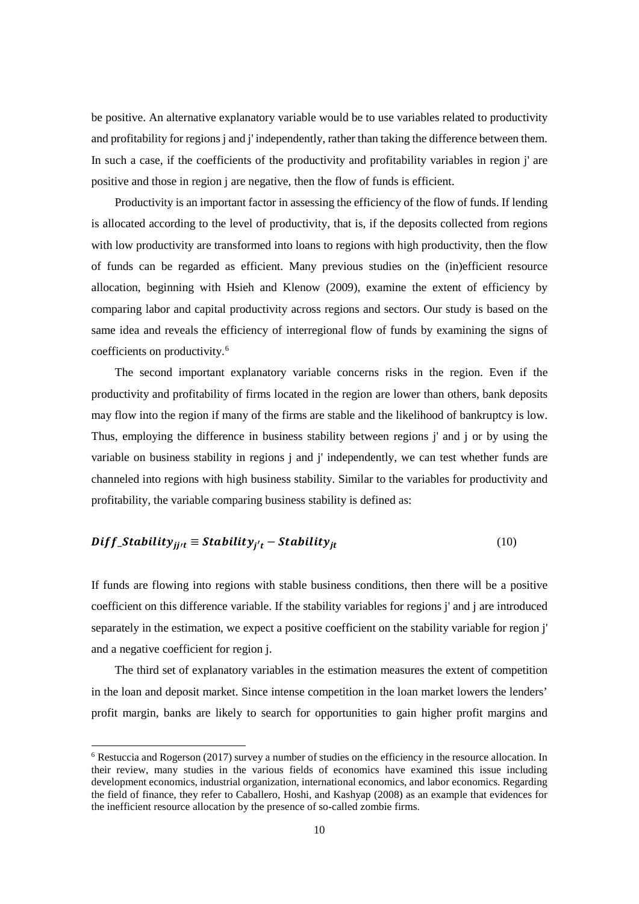be positive. An alternative explanatory variable would be to use variables related to productivity and profitability for regions j and j' independently, rather than taking the difference between them. In such a case, if the coefficients of the productivity and profitability variables in region j' are positive and those in region j are negative, then the flow of funds is efficient.

Productivity is an important factor in assessing the efficiency of the flow of funds. If lending is allocated according to the level of productivity, that is, if the deposits collected from regions with low productivity are transformed into loans to regions with high productivity, then the flow of funds can be regarded as efficient. Many previous studies on the (in)efficient resource allocation, beginning with Hsieh and Klenow (2009), examine the extent of efficiency by comparing labor and capital productivity across regions and sectors. Our study is based on the same idea and reveals the efficiency of interregional flow of funds by examining the signs of coefficients on productivity.[6]

The second important explanatory variable concerns risks in the region. Even if the productivity and profitability of firms located in the region are lower than others, bank deposits may flow into the region if many of the firms are stable and the likelihood of bankruptcy is low. Thus, employing the difference in business stability between regions j' and j or by using the variable on business stability in regions j and j' independently, we can test whether funds are channeled into regions with high business stability. Similar to the variables for productivity and profitability, the variable comparing business stability is defined as:

$$\boldsymbol{Diff\_Stability_{jj't} \equiv Stability_{j't} - Stability_{jt}} \tag{10}$$

If funds are flowing into regions with stable business conditions, then there will be a positive coefficient on this difference variable. If the stability variables for regions j' and j are introduced separately in the estimation, we expect a positive coefficient on the stability variable for region j' and a negative coefficient for region j.

The third set of explanatory variables in the estimation measures the extent of competition in the loan and deposit market. Since intense competition in the loan market lowers the lenders' profit margin, banks are likely to search for opportunities to gain higher profit margins and

[6] Restuccia and Rogerson (2017) survey a number of studies on the efficiency in the resource allocation. In their review, many studies in the various fields of economics have examined this issue including development economics, industrial organization, international economics, and labor economics. Regarding the field of finance, they refer to Caballero, Hoshi, and Kashyap (2008) as an example that evidences for the inefficient resource allocation by the presence of so-called zombie firms.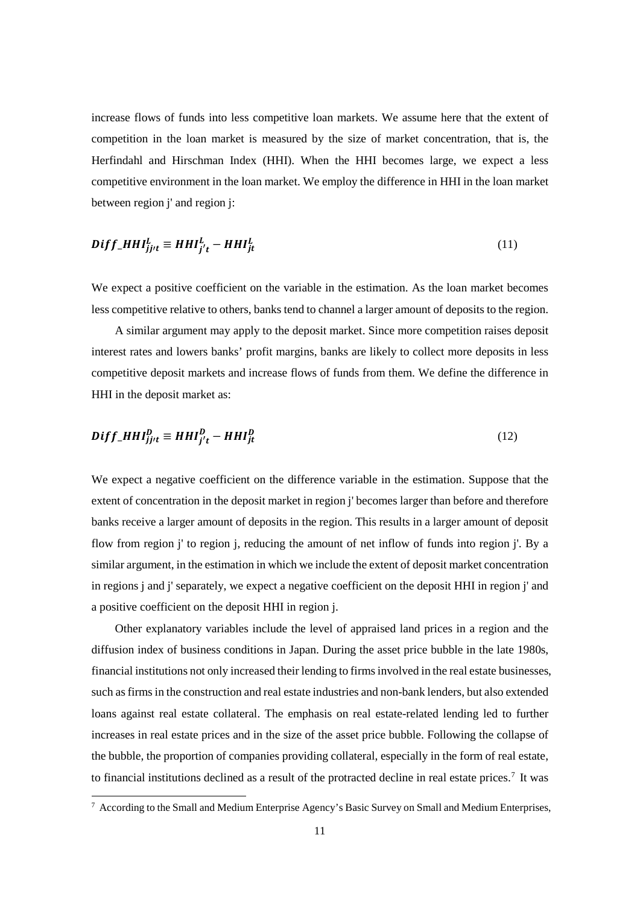increase flows of funds into less competitive loan markets. We assume here that the extent of competition in the loan market is measured by the size of market concentration, that is, the Herfindahl and Hirschman Index (HHI). When the HHI becomes large, we expect a less competitive environment in the loan market. We employ the difference in HHI in the loan market between region j' and region j:

$$\boldsymbol{Diff\_HHI^{L}_{jj't}} \equiv \boldsymbol{HHI^{L}_{j't}} - \boldsymbol{HHI^{L}_{jt}} \tag{11}$$

We expect a positive coefficient on the variable in the estimation. As the loan market becomes less competitive relative to others, banks tend to channel a larger amount of deposits to the region.

A similar argument may apply to the deposit market. Since more competition raises deposit interest rates and lowers banks' profit margins, banks are likely to collect more deposits in less competitive deposit markets and increase flows of funds from them. We define the difference in HHI in the deposit market as:

$$\boldsymbol{Diff\_HHI^{D}_{jj't}} \equiv \boldsymbol{HHI^{D}_{j't}} - \boldsymbol{HHI^{D}_{jt}} \tag{12}$$

We expect a negative coefficient on the difference variable in the estimation. Suppose that the extent of concentration in the deposit market in region j' becomes larger than before and therefore banks receive a larger amount of deposits in the region. This results in a larger amount of deposit flow from region j' to region j, reducing the amount of net inflow of funds into region j'. By a similar argument, in the estimation in which we include the extent of deposit market concentration in regions j and j' separately, we expect a negative coefficient on the deposit HHI in region j' and a positive coefficient on the deposit HHI in region j.

Other explanatory variables include the level of appraised land prices in a region and the diffusion index of business conditions in Japan. During the asset price bubble in the late 1980s, financial institutions not only increased their lending to firms involved in the real estate businesses, such as firms in the construction and real estate industries and non-bank lenders, but also extended loans against real estate collateral. The emphasis on real estate-related lending led to further increases in real estate prices and in the size of the asset price bubble. Following the collapse of the bubble, the proportion of companies providing collateral, especially in the form of real estate, to financial institutions declined as a result of the protracted decline in real estate prices.[7] It was

[7] According to the Small and Medium Enterprise Agency's Basic Survey on Small and Medium Enterprises,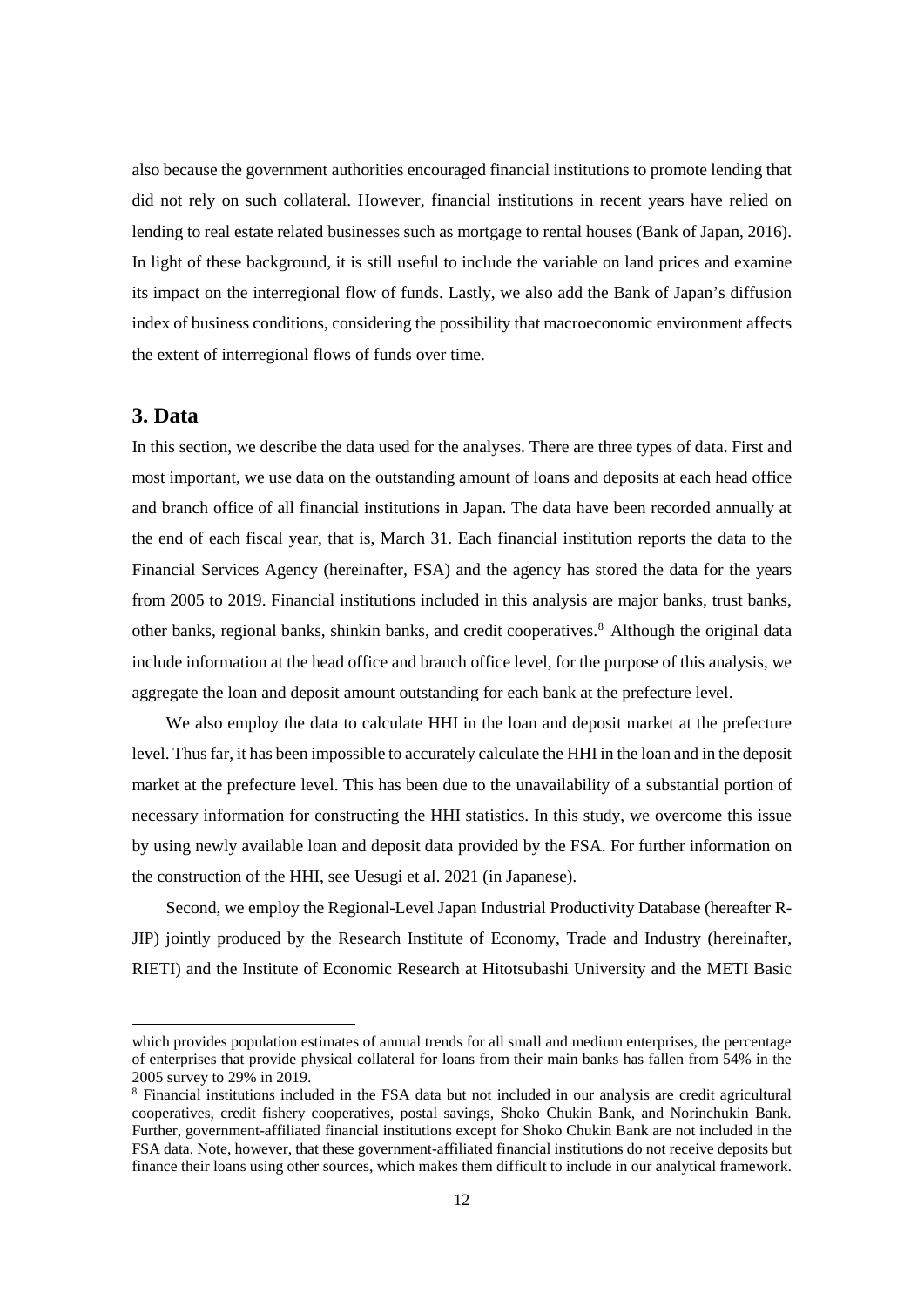also because the government authorities encouraged financial institutions to promote lending that did not rely on such collateral. However, financial institutions in recent years have relied on lending to real estate related businesses such as mortgage to rental houses (Bank of Japan, 2016). In light of these background, it is still useful to include the variable on land prices and examine its impact on the interregional flow of funds. Lastly, we also add the Bank of Japan's diffusion index of business conditions, considering the possibility that macroeconomic environment affects the extent of interregional flows of funds over time.

## 3. Data

In this section, we describe the data used for the analyses. There are three types of data. First and most important, we use data on the outstanding amount of loans and deposits at each head office and branch office of all financial institutions in Japan. The data have been recorded annually at the end of each fiscal year, that is, March 31. Each financial institution reports the data to the Financial Services Agency (hereinafter, FSA) and the agency has stored the data for the years from 2005 to 2019. Financial institutions included in this analysis are major banks, trust banks, other banks, regional banks, shinkin banks, and credit cooperatives.[8] Although the original data include information at the head office and branch office level, for the purpose of this analysis, we aggregate the loan and deposit amount outstanding for each bank at the prefecture level.

We also employ the data to calculate HHI in the loan and deposit market at the prefecture level. Thus far, it has been impossible to accurately calculate the HHI in the loan and in the deposit market at the prefecture level. This has been due to the unavailability of a substantial portion of necessary information for constructing the HHI statistics. In this study, we overcome this issue by using newly available loan and deposit data provided by the FSA. For further information on the construction of the HHI, see Uesugi et al. 2021 (in Japanese).

Second, we employ the Regional-Level Japan Industrial Productivity Database (hereafter R-JIP) jointly produced by the Research Institute of Economy, Trade and Industry (hereinafter, RIETI) and the Institute of Economic Research at Hitotsubashi University and the METI Basic

---

which provides population estimates of annual trends for all small and medium enterprises, the percentage of enterprises that provide physical collateral for loans from their main banks has fallen from 54% in the 2005 survey to 29% in 2019.

[8] Financial institutions included in the FSA data but not included in our analysis are credit agricultural cooperatives, credit fishery cooperatives, postal savings, Shoko Chukin Bank, and Norinchukin Bank. Further, government-affiliated financial institutions except for Shoko Chukin Bank are not included in the FSA data. Note, however, that these government-affiliated financial institutions do not receive deposits but finance their loans using other sources, which makes them difficult to include in our analytical framework.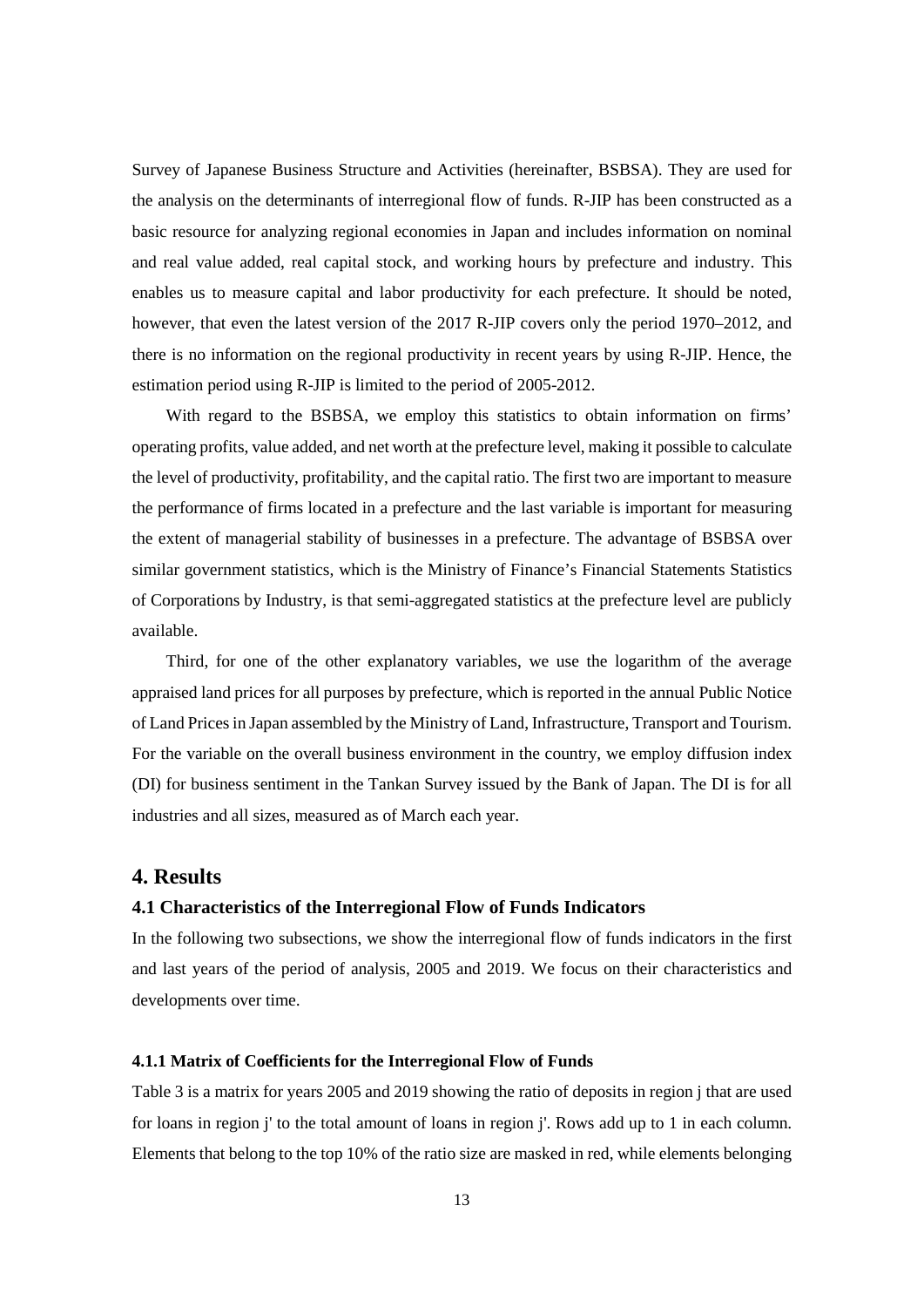Survey of Japanese Business Structure and Activities (hereinafter, BSBSA). They are used for the analysis on the determinants of interregional flow of funds. R-JIP has been constructed as a basic resource for analyzing regional economies in Japan and includes information on nominal and real value added, real capital stock, and working hours by prefecture and industry. This enables us to measure capital and labor productivity for each prefecture. It should be noted, however, that even the latest version of the 2017 R-JIP covers only the period 1970–2012, and there is no information on the regional productivity in recent years by using R-JIP. Hence, the estimation period using R-JIP is limited to the period of 2005-2012.

With regard to the BSBSA, we employ this statistics to obtain information on firms' operating profits, value added, and net worth at the prefecture level, making it possible to calculate the level of productivity, profitability, and the capital ratio. The first two are important to measure the performance of firms located in a prefecture and the last variable is important for measuring the extent of managerial stability of businesses in a prefecture. The advantage of BSBSA over similar government statistics, which is the Ministry of Finance's Financial Statements Statistics of Corporations by Industry, is that semi-aggregated statistics at the prefecture level are publicly available.

Third, for one of the other explanatory variables, we use the logarithm of the average appraised land prices for all purposes by prefecture, which is reported in the annual Public Notice of Land Prices in Japan assembled by the Ministry of Land, Infrastructure, Transport and Tourism. For the variable on the overall business environment in the country, we employ diffusion index (DI) for business sentiment in the Tankan Survey issued by the Bank of Japan. The DI is for all industries and all sizes, measured as of March each year.

## 4. Results

### 4.1 Characteristics of the Interregional Flow of Funds Indicators

In the following two subsections, we show the interregional flow of funds indicators in the first and last years of the period of analysis, 2005 and 2019. We focus on their characteristics and developments over time.

#### 4.1.1 Matrix of Coefficients for the Interregional Flow of Funds

Table 3 is a matrix for years 2005 and 2019 showing the ratio of deposits in region j that are used for loans in region j' to the total amount of loans in region j'. Rows add up to 1 in each column. Elements that belong to the top 10% of the ratio size are masked in red, while elements belonging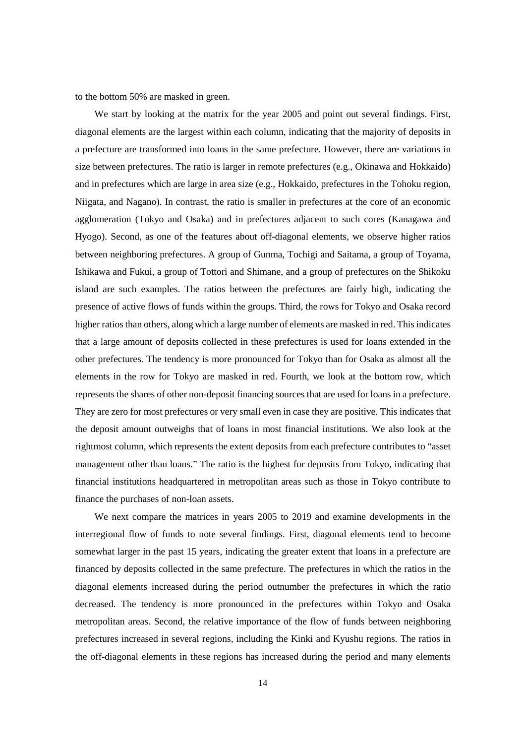to the bottom 50% are masked in green.

We start by looking at the matrix for the year 2005 and point out several findings. First, diagonal elements are the largest within each column, indicating that the majority of deposits in a prefecture are transformed into loans in the same prefecture. However, there are variations in size between prefectures. The ratio is larger in remote prefectures (e.g., Okinawa and Hokkaido) and in prefectures which are large in area size (e.g., Hokkaido, prefectures in the Tohoku region, Niigata, and Nagano). In contrast, the ratio is smaller in prefectures at the core of an economic agglomeration (Tokyo and Osaka) and in prefectures adjacent to such cores (Kanagawa and Hyogo). Second, as one of the features about off-diagonal elements, we observe higher ratios between neighboring prefectures. A group of Gunma, Tochigi and Saitama, a group of Toyama, Ishikawa and Fukui, a group of Tottori and Shimane, and a group of prefectures on the Shikoku island are such examples. The ratios between the prefectures are fairly high, indicating the presence of active flows of funds within the groups. Third, the rows for Tokyo and Osaka record higher ratios than others, along which a large number of elements are masked in red. This indicates that a large amount of deposits collected in these prefectures is used for loans extended in the other prefectures. The tendency is more pronounced for Tokyo than for Osaka as almost all the elements in the row for Tokyo are masked in red. Fourth, we look at the bottom row, which represents the shares of other non-deposit financing sources that are used for loans in a prefecture. They are zero for most prefectures or very small even in case they are positive. This indicates that the deposit amount outweighs that of loans in most financial institutions. We also look at the rightmost column, which represents the extent deposits from each prefecture contributes to "asset management other than loans." The ratio is the highest for deposits from Tokyo, indicating that financial institutions headquartered in metropolitan areas such as those in Tokyo contribute to finance the purchases of non-loan assets.

We next compare the matrices in years 2005 to 2019 and examine developments in the interregional flow of funds to note several findings. First, diagonal elements tend to become somewhat larger in the past 15 years, indicating the greater extent that loans in a prefecture are financed by deposits collected in the same prefecture. The prefectures in which the ratios in the diagonal elements increased during the period outnumber the prefectures in which the ratio decreased. The tendency is more pronounced in the prefectures within Tokyo and Osaka metropolitan areas. Second, the relative importance of the flow of funds between neighboring prefectures increased in several regions, including the Kinki and Kyushu regions. The ratios in the off-diagonal elements in these regions has increased during the period and many elements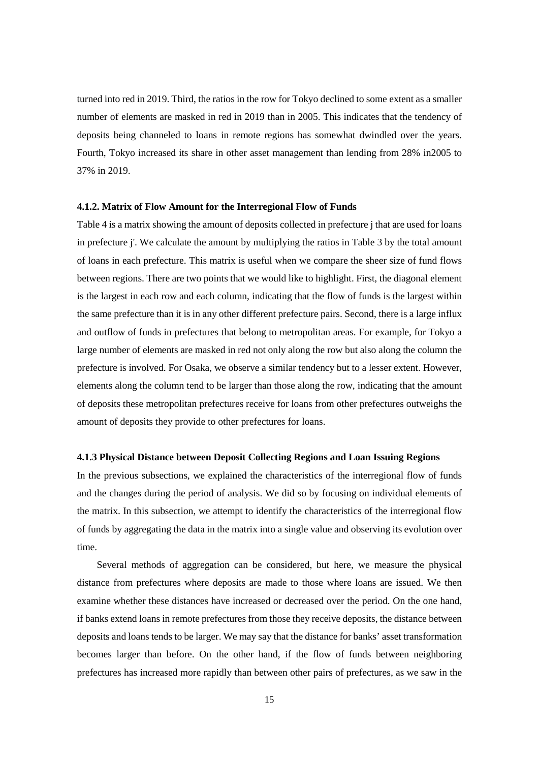turned into red in 2019. Third, the ratios in the row for Tokyo declined to some extent as a smaller number of elements are masked in red in 2019 than in 2005. This indicates that the tendency of deposits being channeled to loans in remote regions has somewhat dwindled over the years. Fourth, Tokyo increased its share in other asset management than lending from 28% in2005 to 37% in 2019.

### 4.1.2. Matrix of Flow Amount for the Interregional Flow of Funds

Table 4 is a matrix showing the amount of deposits collected in prefecture j that are used for loans in prefecture j'. We calculate the amount by multiplying the ratios in Table 3 by the total amount of loans in each prefecture. This matrix is useful when we compare the sheer size of fund flows between regions. There are two points that we would like to highlight. First, the diagonal element is the largest in each row and each column, indicating that the flow of funds is the largest within the same prefecture than it is in any other different prefecture pairs. Second, there is a large influx and outflow of funds in prefectures that belong to metropolitan areas. For example, for Tokyo a large number of elements are masked in red not only along the row but also along the column the prefecture is involved. For Osaka, we observe a similar tendency but to a lesser extent. However, elements along the column tend to be larger than those along the row, indicating that the amount of deposits these metropolitan prefectures receive for loans from other prefectures outweighs the amount of deposits they provide to other prefectures for loans.

### 4.1.3 Physical Distance between Deposit Collecting Regions and Loan Issuing Regions

In the previous subsections, we explained the characteristics of the interregional flow of funds and the changes during the period of analysis. We did so by focusing on individual elements of the matrix. In this subsection, we attempt to identify the characteristics of the interregional flow of funds by aggregating the data in the matrix into a single value and observing its evolution over time.

Several methods of aggregation can be considered, but here, we measure the physical distance from prefectures where deposits are made to those where loans are issued. We then examine whether these distances have increased or decreased over the period. On the one hand, if banks extend loans in remote prefectures from those they receive deposits, the distance between deposits and loans tends to be larger. We may say that the distance for banks' asset transformation becomes larger than before. On the other hand, if the flow of funds between neighboring prefectures has increased more rapidly than between other pairs of prefectures, as we saw in the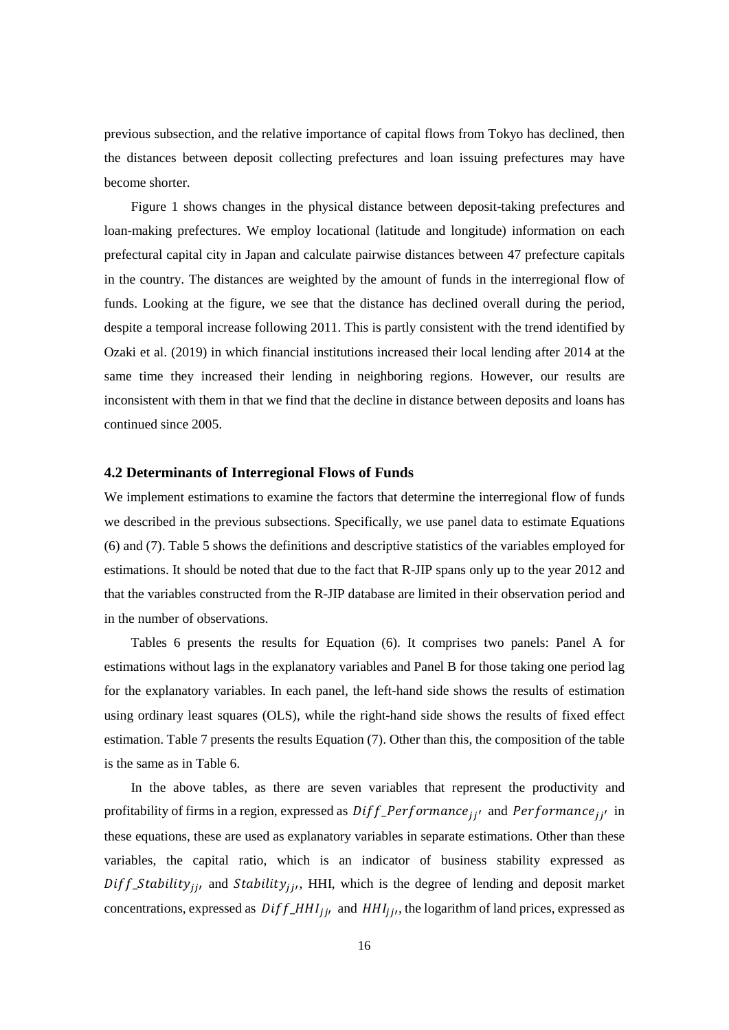previous subsection, and the relative importance of capital flows from Tokyo has declined, then the distances between deposit collecting prefectures and loan issuing prefectures may have become shorter.

Figure 1 shows changes in the physical distance between deposit-taking prefectures and loan-making prefectures. We employ locational (latitude and longitude) information on each prefectural capital city in Japan and calculate pairwise distances between 47 prefecture capitals in the country. The distances are weighted by the amount of funds in the interregional flow of funds. Looking at the figure, we see that the distance has declined overall during the period, despite a temporal increase following 2011. This is partly consistent with the trend identified by Ozaki et al. (2019) in which financial institutions increased their local lending after 2014 at the same time they increased their lending in neighboring regions. However, our results are inconsistent with them in that we find that the decline in distance between deposits and loans has continued since 2005.

### 4.2 Determinants of Interregional Flows of Funds

We implement estimations to examine the factors that determine the interregional flow of funds we described in the previous subsections. Specifically, we use panel data to estimate Equations (6) and (7). Table 5 shows the definitions and descriptive statistics of the variables employed for estimations. It should be noted that due to the fact that R-JIP spans only up to the year 2012 and that the variables constructed from the R-JIP database are limited in their observation period and in the number of observations.

Tables 6 presents the results for Equation (6). It comprises two panels: Panel A for estimations without lags in the explanatory variables and Panel B for those taking one period lag for the explanatory variables. In each panel, the left-hand side shows the results of estimation using ordinary least squares (OLS), while the right-hand side shows the results of fixed effect estimation. Table 7 presents the results Equation (7). Other than this, the composition of the table is the same as in Table 6.

In the above tables, as there are seven variables that represent the productivity and profitability of firms in a region, expressed as $Diff\_Performance_{jj'}$ and $Performance_{jj'}$ in these equations, these are used as explanatory variables in separate estimations. Other than these variables, the capital ratio, which is an indicator of business stability expressed as $Diff\_Stability_{jj'}$ and $Stability_{jj'}$, HHI, which is the degree of lending and deposit market concentrations, expressed as $Diff\_HHI_{jj'}$ and $HHI_{jj'}$, the logarithm of land prices, expressed as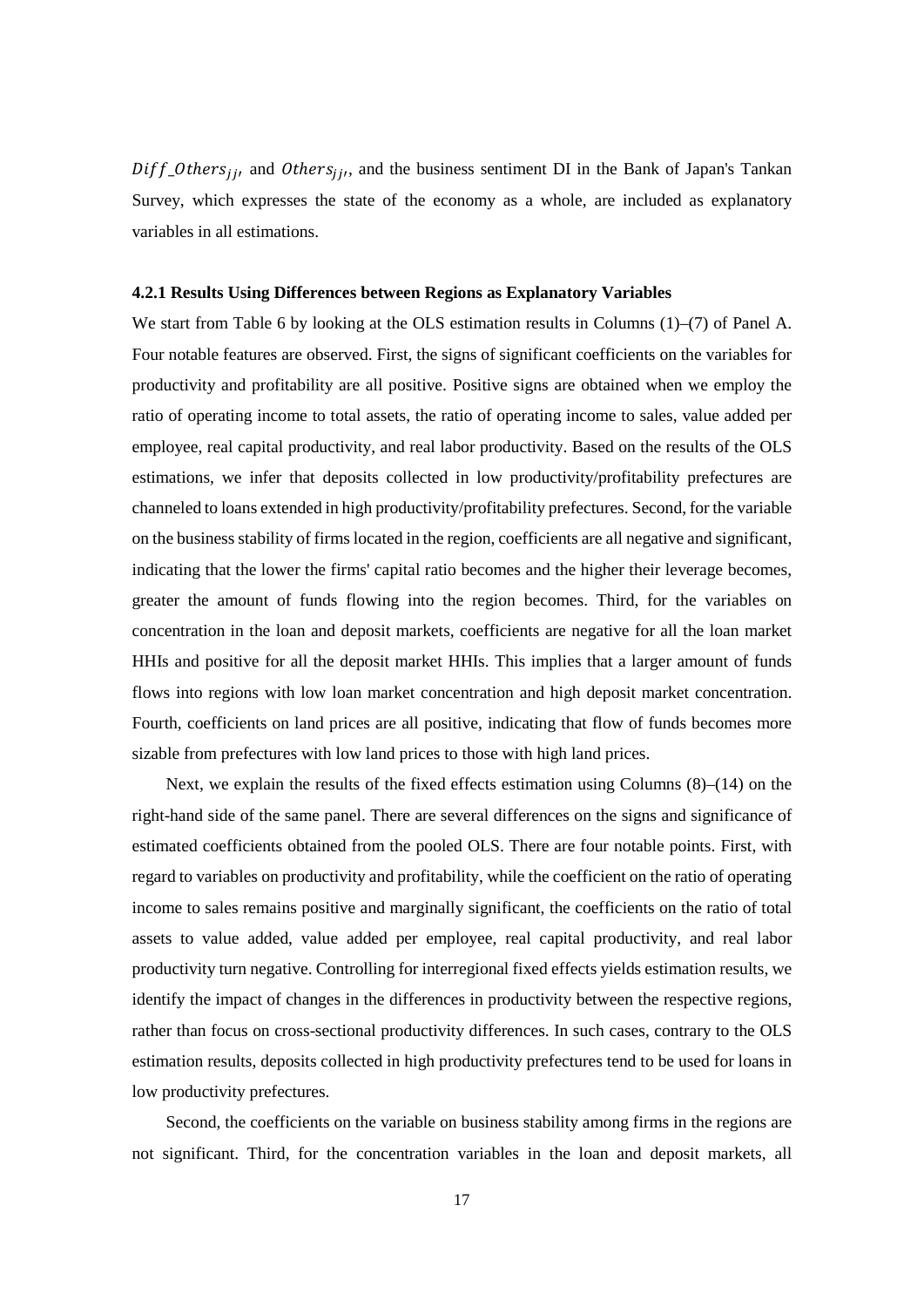$Diff\_Others_{jj'}$ and $Others_{jj'}$, and the business sentiment DI in the Bank of Japan's Tankan Survey, which expresses the state of the economy as a whole, are included as explanatory variables in all estimations.

### 4.2.1 Results Using Differences between Regions as Explanatory Variables

We start from Table 6 by looking at the OLS estimation results in Columns (1)–(7) of Panel A. Four notable features are observed. First, the signs of significant coefficients on the variables for productivity and profitability are all positive. Positive signs are obtained when we employ the ratio of operating income to total assets, the ratio of operating income to sales, value added per employee, real capital productivity, and real labor productivity. Based on the results of the OLS estimations, we infer that deposits collected in low productivity/profitability prefectures are channeled to loans extended in high productivity/profitability prefectures. Second, for the variable on the business stability of firms located in the region, coefficients are all negative and significant, indicating that the lower the firms' capital ratio becomes and the higher their leverage becomes, greater the amount of funds flowing into the region becomes. Third, for the variables on concentration in the loan and deposit markets, coefficients are negative for all the loan market HHIs and positive for all the deposit market HHIs. This implies that a larger amount of funds flows into regions with low loan market concentration and high deposit market concentration. Fourth, coefficients on land prices are all positive, indicating that flow of funds becomes more sizable from prefectures with low land prices to those with high land prices.

Next, we explain the results of the fixed effects estimation using Columns (8)–(14) on the right-hand side of the same panel. There are several differences on the signs and significance of estimated coefficients obtained from the pooled OLS. There are four notable points. First, with regard to variables on productivity and profitability, while the coefficient on the ratio of operating income to sales remains positive and marginally significant, the coefficients on the ratio of total assets to value added, value added per employee, real capital productivity, and real labor productivity turn negative. Controlling for interregional fixed effects yields estimation results, we identify the impact of changes in the differences in productivity between the respective regions, rather than focus on cross-sectional productivity differences. In such cases, contrary to the OLS estimation results, deposits collected in high productivity prefectures tend to be used for loans in low productivity prefectures.

Second, the coefficients on the variable on business stability among firms in the regions are not significant. Third, for the concentration variables in the loan and deposit markets, all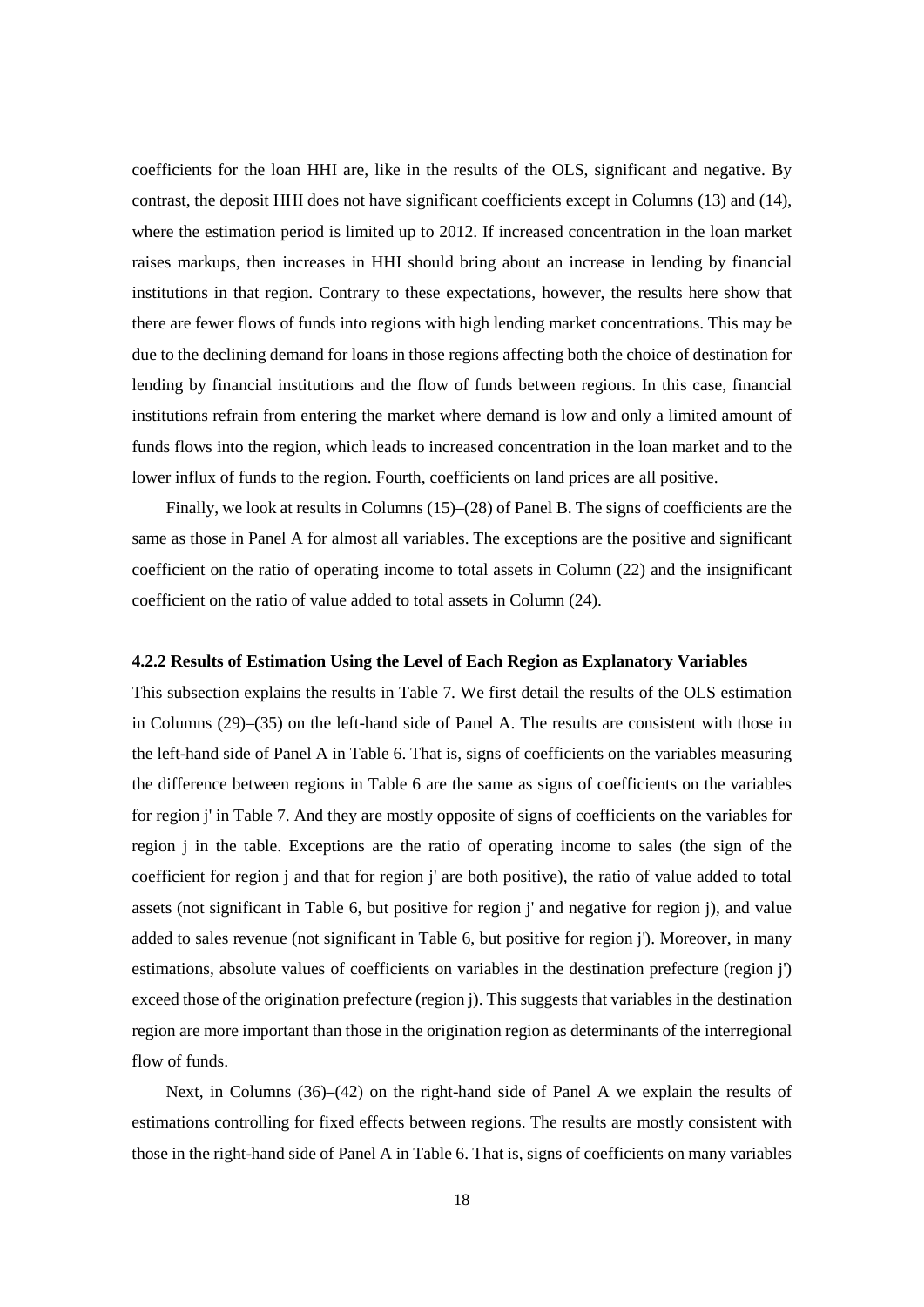coefficients for the loan HHI are, like in the results of the OLS, significant and negative. By contrast, the deposit HHI does not have significant coefficients except in Columns (13) and (14), where the estimation period is limited up to 2012. If increased concentration in the loan market raises markups, then increases in HHI should bring about an increase in lending by financial institutions in that region. Contrary to these expectations, however, the results here show that there are fewer flows of funds into regions with high lending market concentrations. This may be due to the declining demand for loans in those regions affecting both the choice of destination for lending by financial institutions and the flow of funds between regions. In this case, financial institutions refrain from entering the market where demand is low and only a limited amount of funds flows into the region, which leads to increased concentration in the loan market and to the lower influx of funds to the region. Fourth, coefficients on land prices are all positive.

Finally, we look at results in Columns (15)–(28) of Panel B. The signs of coefficients are the same as those in Panel A for almost all variables. The exceptions are the positive and significant coefficient on the ratio of operating income to total assets in Column (22) and the insignificant coefficient on the ratio of value added to total assets in Column (24).

### 4.2.2 Results of Estimation Using the Level of Each Region as Explanatory Variables

This subsection explains the results in Table 7. We first detail the results of the OLS estimation in Columns (29)–(35) on the left-hand side of Panel A. The results are consistent with those in the left-hand side of Panel A in Table 6. That is, signs of coefficients on the variables measuring the difference between regions in Table 6 are the same as signs of coefficients on the variables for region j' in Table 7. And they are mostly opposite of signs of coefficients on the variables for region j in the table. Exceptions are the ratio of operating income to sales (the sign of the coefficient for region j and that for region j' are both positive), the ratio of value added to total assets (not significant in Table 6, but positive for region j' and negative for region j), and value added to sales revenue (not significant in Table 6, but positive for region j'). Moreover, in many estimations, absolute values of coefficients on variables in the destination prefecture (region j') exceed those of the origination prefecture (region j). This suggests that variables in the destination region are more important than those in the origination region as determinants of the interregional flow of funds.

Next, in Columns (36)–(42) on the right-hand side of Panel A we explain the results of estimations controlling for fixed effects between regions. The results are mostly consistent with those in the right-hand side of Panel A in Table 6. That is, signs of coefficients on many variables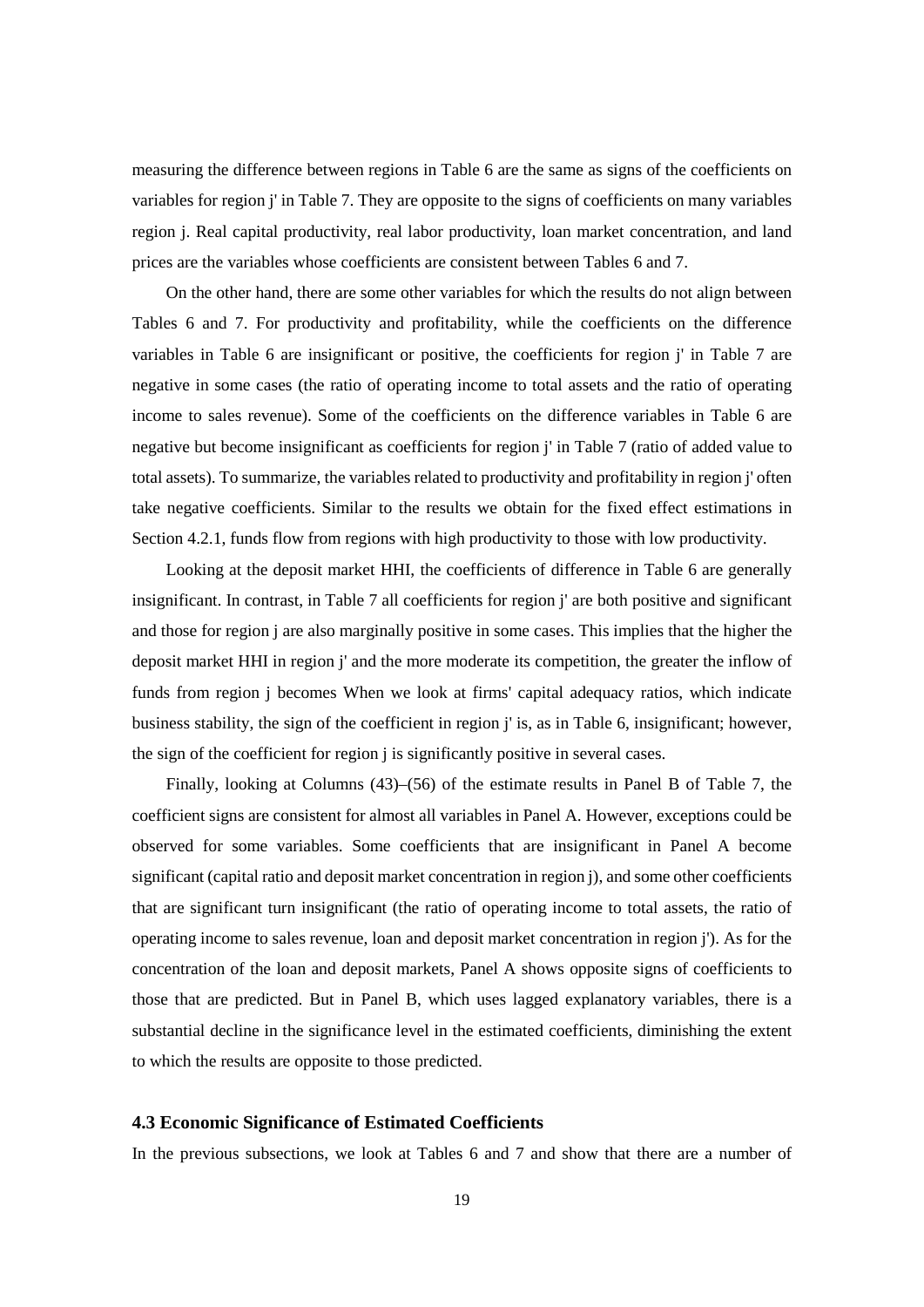measuring the difference between regions in Table 6 are the same as signs of the coefficients on variables for region j' in Table 7. They are opposite to the signs of coefficients on many variables region j. Real capital productivity, real labor productivity, loan market concentration, and land prices are the variables whose coefficients are consistent between Tables 6 and 7.

On the other hand, there are some other variables for which the results do not align between Tables 6 and 7. For productivity and profitability, while the coefficients on the difference variables in Table 6 are insignificant or positive, the coefficients for region j' in Table 7 are negative in some cases (the ratio of operating income to total assets and the ratio of operating income to sales revenue). Some of the coefficients on the difference variables in Table 6 are negative but become insignificant as coefficients for region j' in Table 7 (ratio of added value to total assets). To summarize, the variables related to productivity and profitability in region j' often take negative coefficients. Similar to the results we obtain for the fixed effect estimations in Section 4.2.1, funds flow from regions with high productivity to those with low productivity.

Looking at the deposit market HHI, the coefficients of difference in Table 6 are generally insignificant. In contrast, in Table 7 all coefficients for region j' are both positive and significant and those for region j are also marginally positive in some cases. This implies that the higher the deposit market HHI in region j' and the more moderate its competition, the greater the inflow of funds from region j becomes When we look at firms' capital adequacy ratios, which indicate business stability, the sign of the coefficient in region j' is, as in Table 6, insignificant; however, the sign of the coefficient for region j is significantly positive in several cases.

Finally, looking at Columns (43)–(56) of the estimate results in Panel B of Table 7, the coefficient signs are consistent for almost all variables in Panel A. However, exceptions could be observed for some variables. Some coefficients that are insignificant in Panel A become significant (capital ratio and deposit market concentration in region j), and some other coefficients that are significant turn insignificant (the ratio of operating income to total assets, the ratio of operating income to sales revenue, loan and deposit market concentration in region j'). As for the concentration of the loan and deposit markets, Panel A shows opposite signs of coefficients to those that are predicted. But in Panel B, which uses lagged explanatory variables, there is a substantial decline in the significance level in the estimated coefficients, diminishing the extent to which the results are opposite to those predicted.

### 4.3 Economic Significance of Estimated Coefficients

In the previous subsections, we look at Tables 6 and 7 and show that there are a number of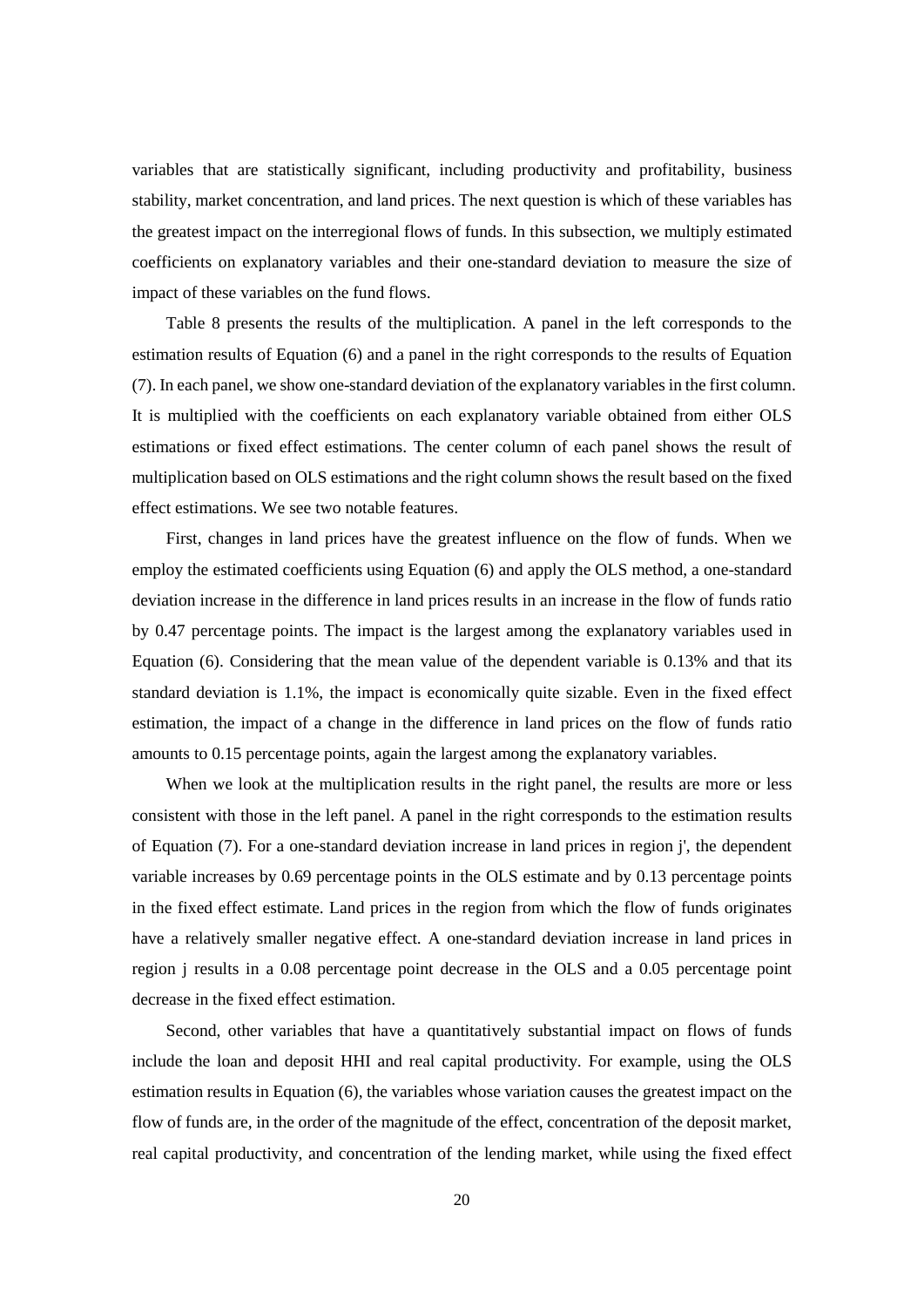variables that are statistically significant, including productivity and profitability, business stability, market concentration, and land prices. The next question is which of these variables has the greatest impact on the interregional flows of funds. In this subsection, we multiply estimated coefficients on explanatory variables and their one-standard deviation to measure the size of impact of these variables on the fund flows.

Table 8 presents the results of the multiplication. A panel in the left corresponds to the estimation results of Equation (6) and a panel in the right corresponds to the results of Equation (7). In each panel, we show one-standard deviation of the explanatory variables in the first column. It is multiplied with the coefficients on each explanatory variable obtained from either OLS estimations or fixed effect estimations. The center column of each panel shows the result of multiplication based on OLS estimations and the right column shows the result based on the fixed effect estimations. We see two notable features.

First, changes in land prices have the greatest influence on the flow of funds. When we employ the estimated coefficients using Equation (6) and apply the OLS method, a one-standard deviation increase in the difference in land prices results in an increase in the flow of funds ratio by 0.47 percentage points. The impact is the largest among the explanatory variables used in Equation (6). Considering that the mean value of the dependent variable is 0.13% and that its standard deviation is 1.1%, the impact is economically quite sizable. Even in the fixed effect estimation, the impact of a change in the difference in land prices on the flow of funds ratio amounts to 0.15 percentage points, again the largest among the explanatory variables.

When we look at the multiplication results in the right panel, the results are more or less consistent with those in the left panel. A panel in the right corresponds to the estimation results of Equation (7). For a one-standard deviation increase in land prices in region j', the dependent variable increases by 0.69 percentage points in the OLS estimate and by 0.13 percentage points in the fixed effect estimate. Land prices in the region from which the flow of funds originates have a relatively smaller negative effect. A one-standard deviation increase in land prices in region j results in a 0.08 percentage point decrease in the OLS and a 0.05 percentage point decrease in the fixed effect estimation.

Second, other variables that have a quantitatively substantial impact on flows of funds include the loan and deposit HHI and real capital productivity. For example, using the OLS estimation results in Equation (6), the variables whose variation causes the greatest impact on the flow of funds are, in the order of the magnitude of the effect, concentration of the deposit market, real capital productivity, and concentration of the lending market, while using the fixed effect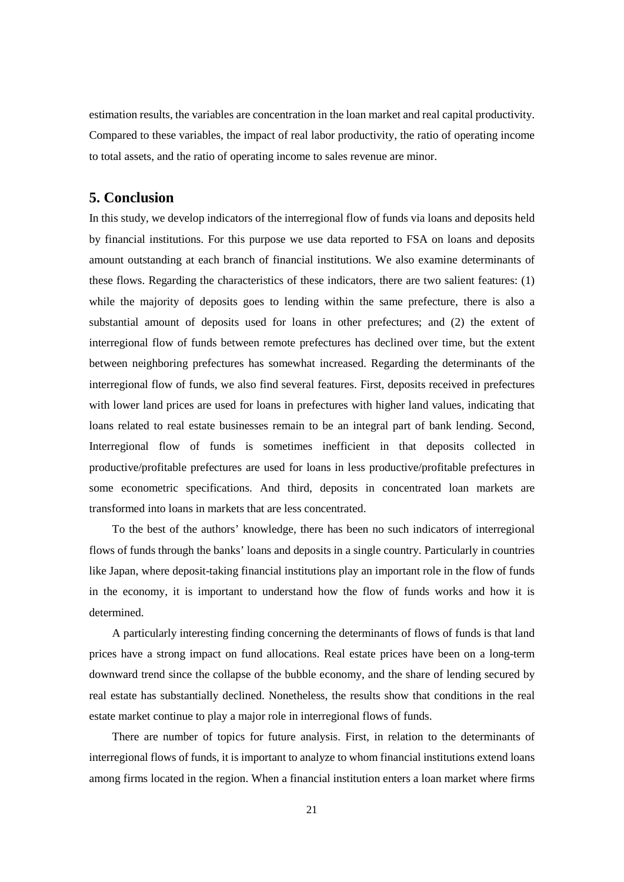estimation results, the variables are concentration in the loan market and real capital productivity. Compared to these variables, the impact of real labor productivity, the ratio of operating income to total assets, and the ratio of operating income to sales revenue are minor.

## 5. Conclusion

In this study, we develop indicators of the interregional flow of funds via loans and deposits held by financial institutions. For this purpose we use data reported to FSA on loans and deposits amount outstanding at each branch of financial institutions. We also examine determinants of these flows. Regarding the characteristics of these indicators, there are two salient features: (1) while the majority of deposits goes to lending within the same prefecture, there is also a substantial amount of deposits used for loans in other prefectures; and (2) the extent of interregional flow of funds between remote prefectures has declined over time, but the extent between neighboring prefectures has somewhat increased. Regarding the determinants of the interregional flow of funds, we also find several features. First, deposits received in prefectures with lower land prices are used for loans in prefectures with higher land values, indicating that loans related to real estate businesses remain to be an integral part of bank lending. Second, Interregional flow of funds is sometimes inefficient in that deposits collected in productive/profitable prefectures are used for loans in less productive/profitable prefectures in some econometric specifications. And third, deposits in concentrated loan markets are transformed into loans in markets that are less concentrated.

To the best of the authors' knowledge, there has been no such indicators of interregional flows of funds through the banks' loans and deposits in a single country. Particularly in countries like Japan, where deposit-taking financial institutions play an important role in the flow of funds in the economy, it is important to understand how the flow of funds works and how it is determined.

A particularly interesting finding concerning the determinants of flows of funds is that land prices have a strong impact on fund allocations. Real estate prices have been on a long-term downward trend since the collapse of the bubble economy, and the share of lending secured by real estate has substantially declined. Nonetheless, the results show that conditions in the real estate market continue to play a major role in interregional flows of funds.

There are number of topics for future analysis. First, in relation to the determinants of interregional flows of funds, it is important to analyze to whom financial institutions extend loans among firms located in the region. When a financial institution enters a loan market where firms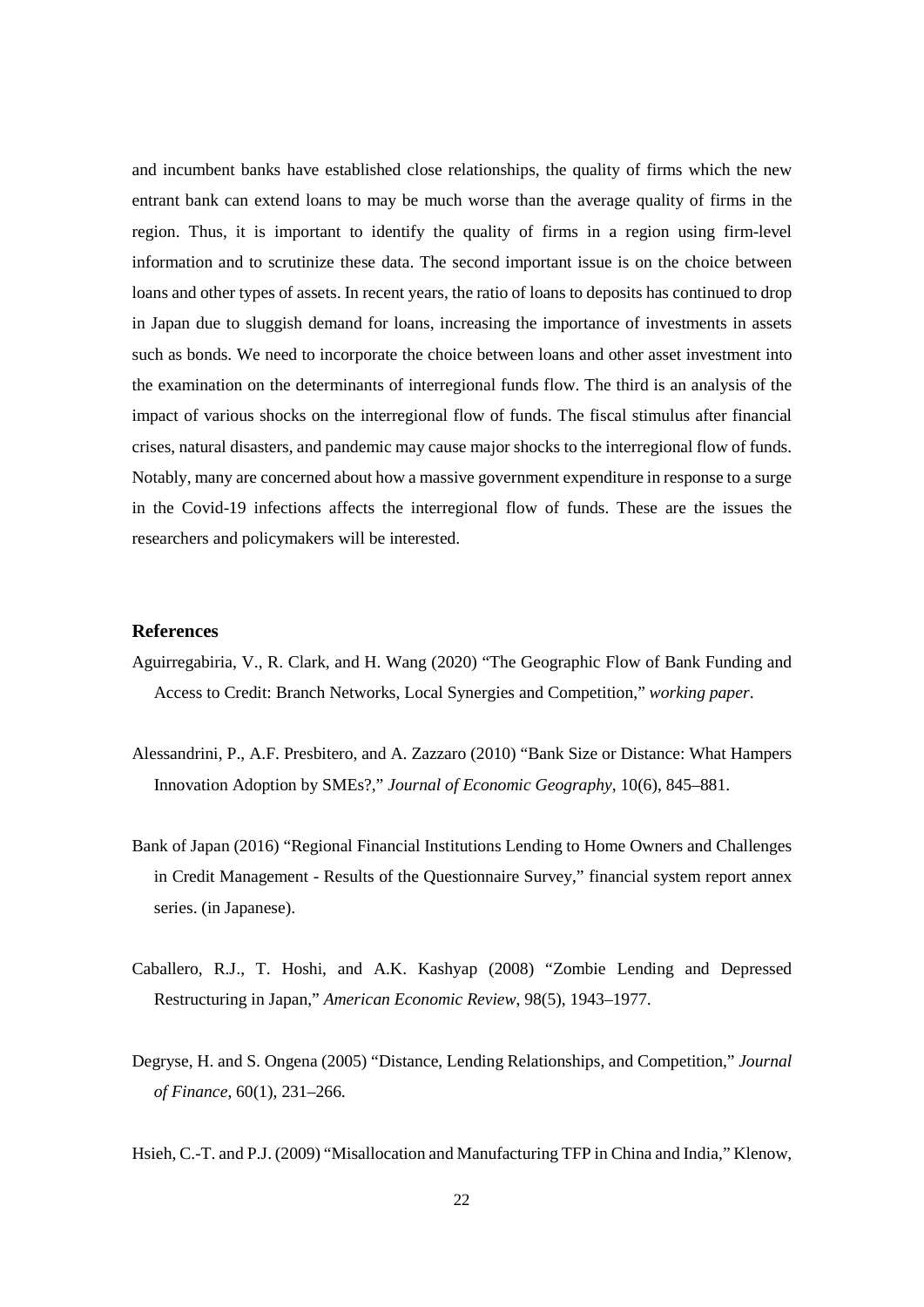and incumbent banks have established close relationships, the quality of firms which the new entrant bank can extend loans to may be much worse than the average quality of firms in the region. Thus, it is important to identify the quality of firms in a region using firm-level information and to scrutinize these data. The second important issue is on the choice between loans and other types of assets. In recent years, the ratio of loans to deposits has continued to drop in Japan due to sluggish demand for loans, increasing the importance of investments in assets such as bonds. We need to incorporate the choice between loans and other asset investment into the examination on the determinants of interregional funds flow. The third is an analysis of the impact of various shocks on the interregional flow of funds. The fiscal stimulus after financial crises, natural disasters, and pandemic may cause major shocks to the interregional flow of funds. Notably, many are concerned about how a massive government expenditure in response to a surge in the Covid-19 infections affects the interregional flow of funds. These are the issues the researchers and policymakers will be interested.

## References

Aguirregabiria, V., R. Clark, and H. Wang (2020) "The Geographic Flow of Bank Funding and Access to Credit: Branch Networks, Local Synergies and Competition," *working paper*.

Alessandrini, P., A.F. Presbitero, and A. Zazzaro (2010) "Bank Size or Distance: What Hampers Innovation Adoption by SMEs?," *Journal of Economic Geography*, 10(6), 845–881.

Bank of Japan (2016) "Regional Financial Institutions Lending to Home Owners and Challenges in Credit Management - Results of the Questionnaire Survey," financial system report annex series. (in Japanese).

Caballero, R.J., T. Hoshi, and A.K. Kashyap (2008) "Zombie Lending and Depressed Restructuring in Japan," *American Economic Review*, 98(5), 1943–1977.

Degryse, H. and S. Ongena (2005) "Distance, Lending Relationships, and Competition," *Journal of Finance*, 60(1), 231–266.

Hsieh, C.-T. and P.J. (2009) "Misallocation and Manufacturing TFP in China and India," Klenow,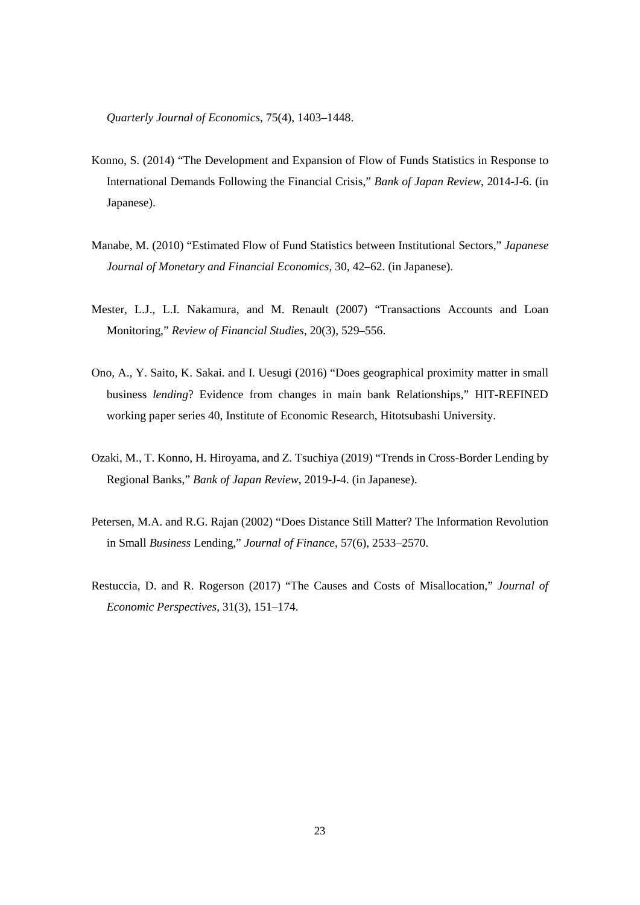*Quarterly Journal of Economics*, 75(4), 1403–1448.

Konno, S. (2014) "The Development and Expansion of Flow of Funds Statistics in Response to International Demands Following the Financial Crisis," *Bank of Japan Review*, 2014-J-6. (in Japanese).

Manabe, M. (2010) "Estimated Flow of Fund Statistics between Institutional Sectors," *Japanese Journal of Monetary and Financial Economics*, 30, 42–62. (in Japanese).

Mester, L.J., L.I. Nakamura, and M. Renault (2007) "Transactions Accounts and Loan Monitoring," *Review of Financial Studies*, 20(3), 529–556.

Ono, A., Y. Saito, K. Sakai. and I. Uesugi (2016) "Does geographical proximity matter in small business *lending*? Evidence from changes in main bank Relationships," HIT-REFINED working paper series 40, Institute of Economic Research, Hitotsubashi University.

Ozaki, M., T. Konno, H. Hiroyama, and Z. Tsuchiya (2019) "Trends in Cross-Border Lending by Regional Banks," *Bank of Japan Review*, 2019-J-4. (in Japanese).

Petersen, M.A. and R.G. Rajan (2002) "Does Distance Still Matter? The Information Revolution in Small *Business* Lending," *Journal of Finance*, 57(6), 2533–2570.

Restuccia, D. and R. Rogerson (2017) "The Causes and Costs of Misallocation," *Journal of Economic Perspectives*, 31(3), 151–174.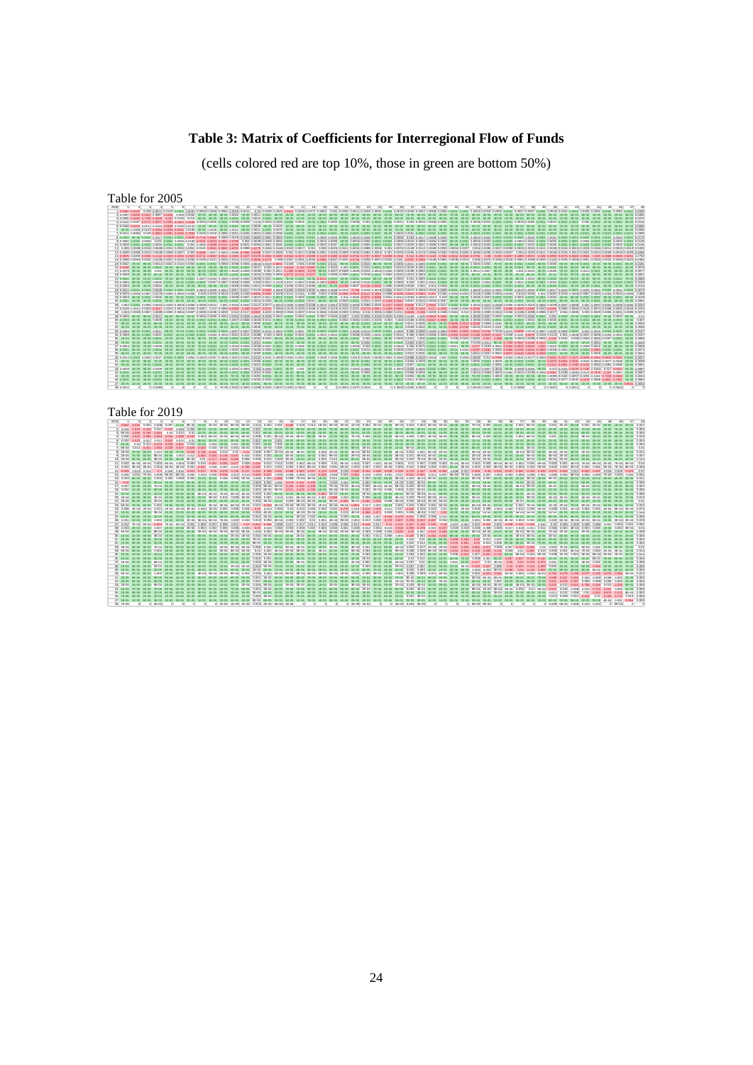# Table 3: Matrix of Coefficients for Interregional Flow of Funds

(cells colored red are top 10%, those in green are bottom 50%)

Table for 2005

Table for 2019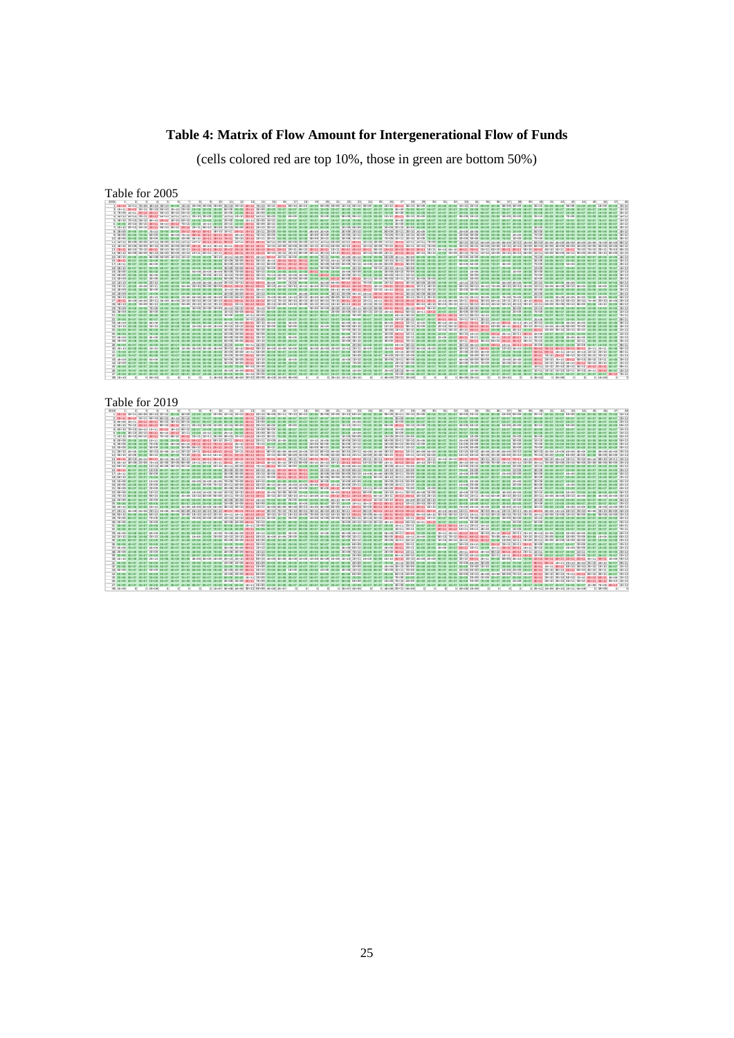**Table 4: Matrix of Flow Amount for Intergenerational Flow of Funds**

(cells colored red are top 10%, those in green are bottom 50%)

Table for 2005

Table for 2019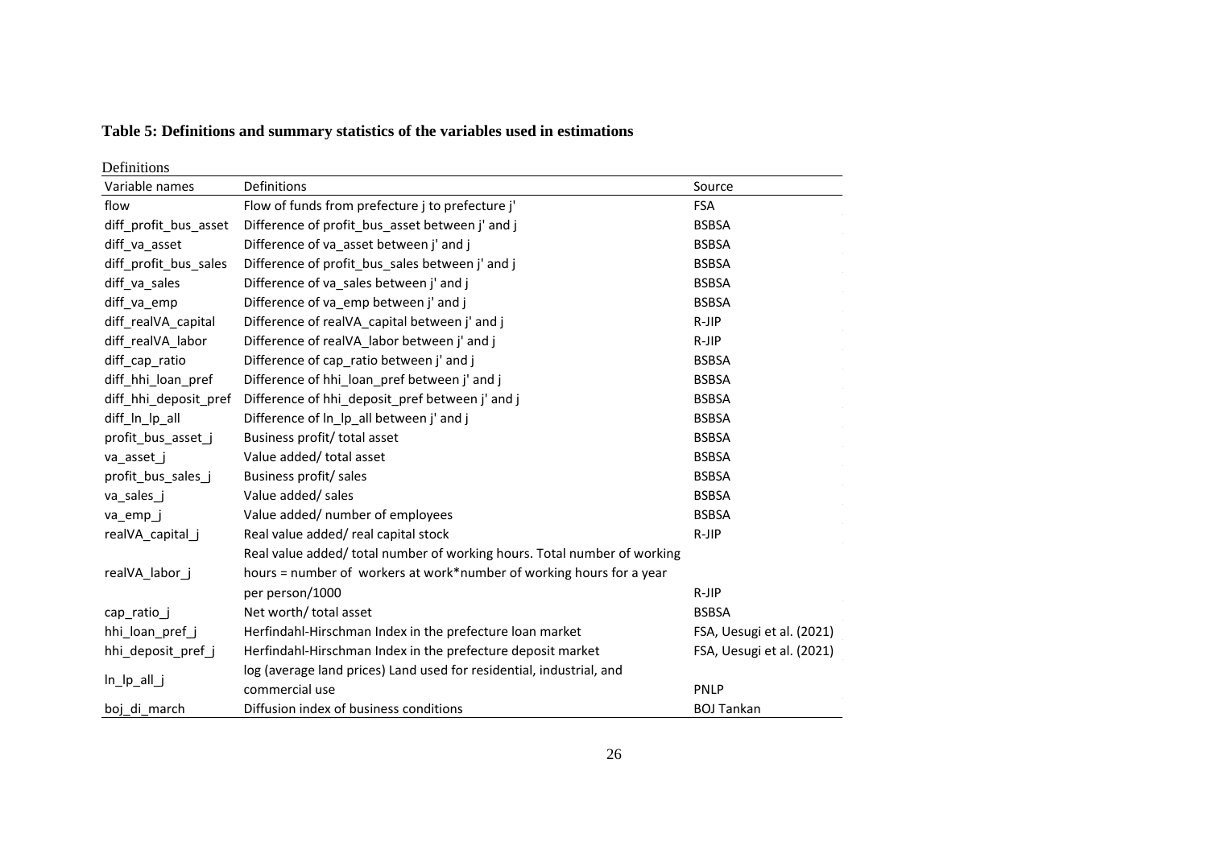**Table 5: Definitions and summary statistics of the variables used in estimations**

Definitions

| Variable names | Definitions | Source |
|---|---|---|
| flow | Flow of funds from prefecture j to prefecture j' | FSA |
| diff_profit_bus_asset | Difference of profit_bus_asset between j' and j | BSBSA |
| diff_va_asset | Difference of va_asset between j' and j | BSBSA |
| diff_profit_bus_sales | Difference of profit_bus_sales between j' and j | BSBSA |
| diff_va_sales | Difference of va_sales between j' and j | BSBSA |
| diff_va_emp | Difference of va_emp between j' and j | BSBSA |
| diff_realVA_capital | Difference of realVA_capital between j' and j | R-JIP |
| diff_realVA_labor | Difference of realVA_labor between j' and j | R-JIP |
| diff_cap_ratio | Difference of cap_ratio between j' and j | BSBSA |
| diff_hhi_loan_pref | Difference of hhi_loan_pref between j' and j | BSBSA |
| diff_hhi_deposit_pref | Difference of hhi_deposit_pref between j' and j | BSBSA |
| diff_ln_lp_all | Difference of ln_lp_all between j' and j | BSBSA |
| profit_bus_asset_j | Business profit/ total asset | BSBSA |
| va_asset_j | Value added/ total asset | BSBSA |
| profit_bus_sales_j | Business profit/ sales | BSBSA |
| va_sales_j | Value added/ sales | BSBSA |
| va_emp_j | Value added/ number of employees | BSBSA |
| realVA_capital_j | Real value added/ real capital stock | R-JIP |
| realVA_labor_j | Real value added/ total number of working hours. Total number of working hours = number of workers at work*number of working hours for a year per person/1000 | R-JIP |
| cap_ratio_j | Net worth/ total asset | BSBSA |
| hhi_loan_pref_j | Herfindahl-Hirschman Index in the prefecture loan market | FSA, Uesugi et al. (2021) |
| hhi_deposit_pref_j | Herfindahl-Hirschman Index in the prefecture deposit market | FSA, Uesugi et al. (2021) |
| ln_lp_all_j | log (average land prices) Land used for residential, industrial, and commercial use | PNLP |
| boj_di_march | Diffusion index of business conditions | BOJ Tankan |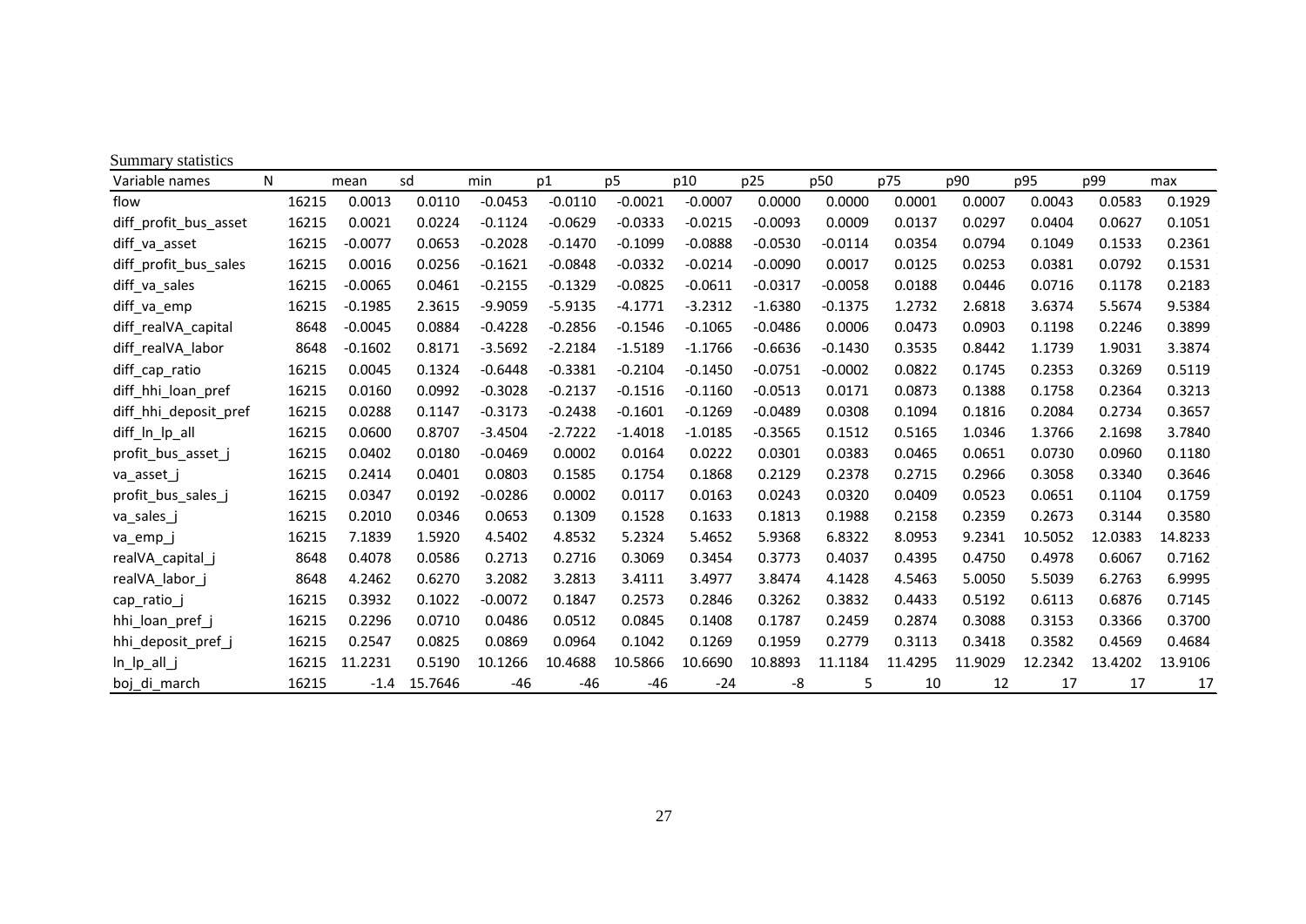Summary statistics

| Variable names | N | mean | sd | min | p1 | p5 | p10 | p25 | p50 | p75 | p90 | p95 | p99 | max |
|---|---|---|---|---|---|---|---|---|---|---|---|---|---|---|
| flow | 16215 | 0.0013 | 0.0110 | -0.0453 | -0.0110 | -0.0021 | -0.0007 | 0.0000 | 0.0000 | 0.0001 | 0.0007 | 0.0043 | 0.0583 | 0.1929 |
| diff_profit_bus_asset | 16215 | 0.0021 | 0.0224 | -0.1124 | -0.0629 | -0.0333 | -0.0215 | -0.0093 | 0.0009 | 0.0137 | 0.0297 | 0.0404 | 0.0627 | 0.1051 |
| diff_va_asset | 16215 | -0.0077 | 0.0653 | -0.2028 | -0.1470 | -0.1099 | -0.0888 | -0.0530 | -0.0114 | 0.0354 | 0.0794 | 0.1049 | 0.1533 | 0.2361 |
| diff_profit_bus_sales | 16215 | 0.0016 | 0.0256 | -0.1621 | -0.0848 | -0.0332 | -0.0214 | -0.0090 | 0.0017 | 0.0125 | 0.0253 | 0.0381 | 0.0792 | 0.1531 |
| diff_va_sales | 16215 | -0.0065 | 0.0461 | -0.2155 | -0.1329 | -0.0825 | -0.0611 | -0.0317 | -0.0058 | 0.0188 | 0.0446 | 0.0716 | 0.1178 | 0.2183 |
| diff_va_emp | 16215 | -0.1985 | 2.3615 | -9.9059 | -5.9135 | -4.1771 | -3.2312 | -1.6380 | -0.1375 | 1.2732 | 2.6818 | 3.6374 | 5.5674 | 9.5384 |
| diff_realVA_capital | 8648 | -0.0045 | 0.0884 | -0.4228 | -0.2856 | -0.1546 | -0.1065 | -0.0486 | 0.0006 | 0.0473 | 0.0903 | 0.1198 | 0.2246 | 0.3899 |
| diff_realVA_labor | 8648 | -0.1602 | 0.8171 | -3.5692 | -2.2184 | -1.5189 | -1.1766 | -0.6636 | -0.1430 | 0.3535 | 0.8442 | 1.1739 | 1.9031 | 3.3874 |
| diff_cap_ratio | 16215 | 0.0045 | 0.1324 | -0.6448 | -0.3381 | -0.2104 | -0.1450 | -0.0751 | -0.0002 | 0.0822 | 0.1745 | 0.2353 | 0.3269 | 0.5119 |
| diff_hhi_loan_pref | 16215 | 0.0160 | 0.0992 | -0.3028 | -0.2137 | -0.1516 | -0.1160 | -0.0513 | 0.0171 | 0.0873 | 0.1388 | 0.1758 | 0.2364 | 0.3213 |
| diff_hhi_deposit_pref | 16215 | 0.0288 | 0.1147 | -0.3173 | -0.2438 | -0.1601 | -0.1269 | -0.0489 | 0.0308 | 0.1094 | 0.1816 | 0.2084 | 0.2734 | 0.3657 |
| diff_ln_lp_all | 16215 | 0.0600 | 0.8707 | -3.4504 | -2.7222 | -1.4018 | -1.0185 | -0.3565 | 0.1512 | 0.5165 | 1.0346 | 1.3766 | 2.1698 | 3.7840 |
| profit_bus_asset_j | 16215 | 0.0402 | 0.0180 | -0.0469 | 0.0002 | 0.0164 | 0.0222 | 0.0301 | 0.0383 | 0.0465 | 0.0651 | 0.0730 | 0.0960 | 0.1180 |
| va_asset_j | 16215 | 0.2414 | 0.0401 | 0.0803 | 0.1585 | 0.1754 | 0.1868 | 0.2129 | 0.2378 | 0.2715 | 0.2966 | 0.3058 | 0.3340 | 0.3646 |
| profit_bus_sales_j | 16215 | 0.0347 | 0.0192 | -0.0286 | 0.0002 | 0.0117 | 0.0163 | 0.0243 | 0.0320 | 0.0409 | 0.0523 | 0.0651 | 0.1104 | 0.1759 |
| va_sales_j | 16215 | 0.2010 | 0.0346 | 0.0653 | 0.1309 | 0.1528 | 0.1633 | 0.1813 | 0.1988 | 0.2158 | 0.2359 | 0.2673 | 0.3144 | 0.3580 |
| va_emp_j | 16215 | 7.1839 | 1.5920 | 4.5402 | 4.8532 | 5.2324 | 5.4652 | 5.9368 | 6.8322 | 8.0953 | 9.2341 | 10.5052 | 12.0383 | 14.8233 |
| realVA_capital_j | 8648 | 0.4078 | 0.0586 | 0.2713 | 0.2716 | 0.3069 | 0.3454 | 0.3773 | 0.4037 | 0.4395 | 0.4750 | 0.4978 | 0.6067 | 0.7162 |
| realVA_labor_j | 8648 | 4.2462 | 0.6270 | 3.2082 | 3.2813 | 3.4111 | 3.4977 | 3.8474 | 4.1428 | 4.5463 | 5.0050 | 5.5039 | 6.2763 | 6.9995 |
| cap_ratio_j | 16215 | 0.3932 | 0.1022 | -0.0072 | 0.1847 | 0.2573 | 0.2846 | 0.3262 | 0.3832 | 0.4433 | 0.5192 | 0.6113 | 0.6876 | 0.7145 |
| hhi_loan_pref_j | 16215 | 0.2296 | 0.0710 | 0.0486 | 0.0512 | 0.0845 | 0.1408 | 0.1787 | 0.2459 | 0.2874 | 0.3088 | 0.3153 | 0.3366 | 0.3700 |
| hhi_deposit_pref_j | 16215 | 0.2547 | 0.0825 | 0.0869 | 0.0964 | 0.1042 | 0.1269 | 0.1959 | 0.2779 | 0.3113 | 0.3418 | 0.3582 | 0.4569 | 0.4684 |
| ln_lp_all_j | 16215 | 11.2231 | 0.5190 | 10.1266 | 10.4688 | 10.5866 | 10.6690 | 10.8893 | 11.1184 | 11.4295 | 11.9029 | 12.2342 | 13.4202 | 13.9106 |
| boj_di_march | 16215 | -1.4 | 15.7646 | -46 | -46 | -46 | -24 | -8 | 5 | 10 | 12 | 17 | 17 | 17 |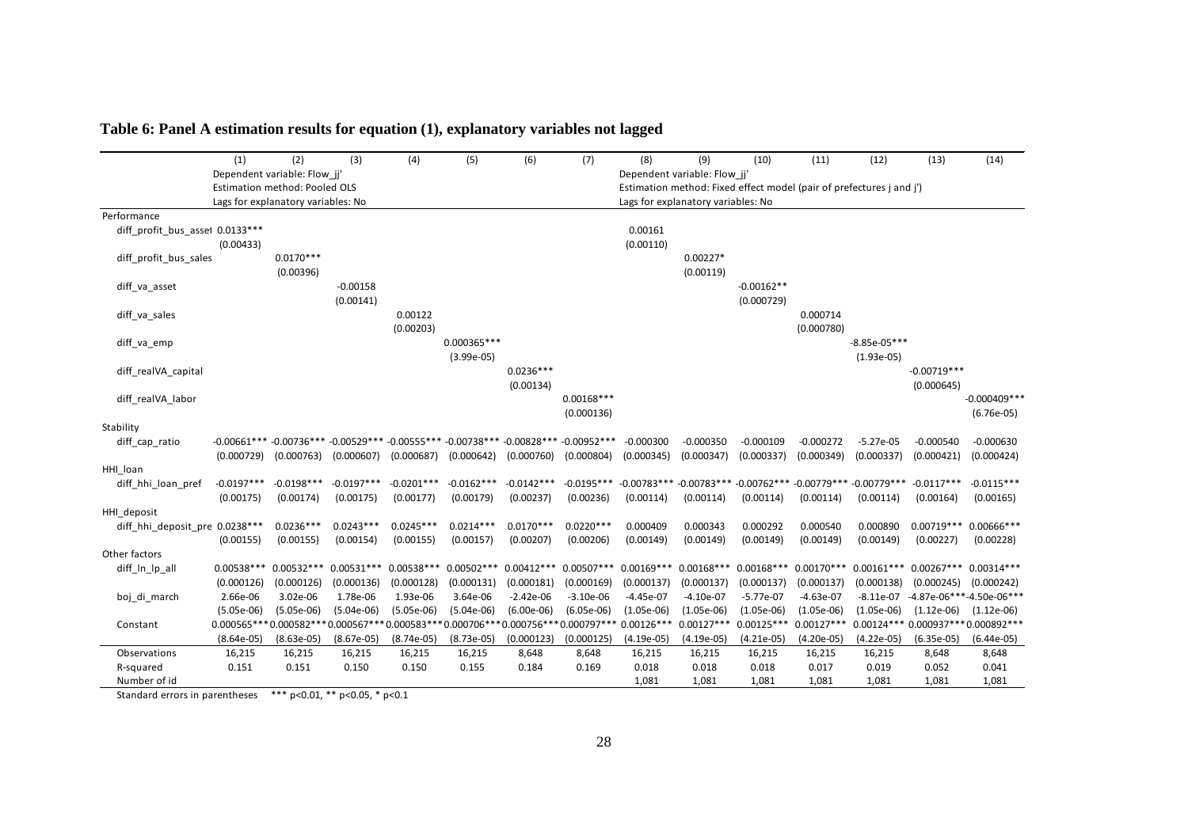**Table 6: Panel A estimation results for equation (1), explanatory variables not lagged**

| | (1) | (2) | (3) | (4) | (5) | (6) | (7) | (8) | (9) | (10) | (11) | (12) | (13) | (14) |
|---|---|---|---|---|---|---|---|---|---|---|---|---|---|---|
| | Dependent variable: Flow_jj' | | | | | | | Dependent variable: Flow_jj' | | | | | | |
| | Estimation method: Pooled OLS | | | | | | | Estimation method: Fixed effect model (pair of prefectures j and j') | | | | | | |
| | Lags for explanatory variables: No | | | | | | | Lags for explanatory variables: No | | | | | | |
| Performance | | | | | | | | | | | | | | |
| diff_profit_bus_asset | 0.0133*** | | | | | | | 0.00161 | | | | | | |
| | (0.00433) | | | | | | | (0.00110) | | | | | | |
| diff_profit_bus_sales | | 0.0170*** | | | | | | | 0.00227* | | | | | |
| | | (0.00396) | | | | | | | (0.00119) | | | | | |
| diff_va_asset | | | -0.00158 | | | | | | | -0.00162** | | | | |
| | | | (0.00141) | | | | | | | (0.000729) | | | | |
| diff_va_sales | | | | 0.00122 | | | | | | | 0.000714 | | | |
| | | | | (0.00203) | | | | | | | (0.000780) | | | |
| diff_va_emp | | | | | 0.000365*** | | | | | | | -8.85e-05*** | | |
| | | | | | (3.99e-05) | | | | | | | (1.93e-05) | | |
| diff_realVA_capital | | | | | | 0.0236*** | | | | | | | -0.00719*** | |
| | | | | | | (0.00134) | | | | | | | (0.000645) | |
| diff_realVA_labor | | | | | | | 0.00168*** | | | | | | | -0.000409*** |
| | | | | | | | (0.000136) | | | | | | | (6.76e-05) |
| Stability | | | | | | | | | | | | | | |
| diff_cap_ratio | -0.00661*** | -0.00736*** | -0.00529*** | -0.00555*** | -0.00738*** | -0.00828*** | -0.00952*** | -0.000300 | -0.000350 | -0.000109 | -0.000272 | -5.27e-05 | -0.000540 | -0.000630 |
| | (0.000729) | (0.000763) | (0.000607) | (0.000687) | (0.000642) | (0.000760) | (0.000804) | (0.000345) | (0.000347) | (0.000337) | (0.000349) | (0.000337) | (0.000421) | (0.000424) |
| HHI_loan | | | | | | | | | | | | | | |
| diff_hhi_loan_pref | -0.0197*** | -0.0198*** | -0.0197*** | -0.0201*** | -0.0162*** | -0.0142*** | -0.0195*** | -0.00783*** | -0.00783*** | -0.00762*** | -0.00779*** | -0.00779*** | -0.0117*** | -0.0115*** |
| | (0.00175) | (0.00174) | (0.00175) | (0.00177) | (0.00179) | (0.00237) | (0.00236) | (0.00114) | (0.00114) | (0.00114) | (0.00114) | (0.00114) | (0.00164) | (0.00165) |
| HHI_deposit | | | | | | | | | | | | | | |
| diff_hhi_deposit_pre | 0.0238*** | 0.0236*** | 0.0243*** | 0.0245*** | 0.0214*** | 0.0170*** | 0.0220*** | 0.000409 | 0.000343 | 0.000292 | 0.000540 | 0.000890 | 0.00719*** | 0.00666*** |
| | (0.00155) | (0.00155) | (0.00154) | (0.00155) | (0.00157) | (0.00207) | (0.00206) | (0.00149) | (0.00149) | (0.00149) | (0.00149) | (0.00149) | (0.00227) | (0.00228) |
| Other factors | | | | | | | | | | | | | | |
| diff_ln_lp_all | 0.00538*** | 0.00532*** | 0.00531*** | 0.00538*** | 0.00502*** | 0.00412*** | 0.00507*** | 0.00169*** | 0.00168*** | 0.00168*** | 0.00170*** | 0.00161*** | 0.00267*** | 0.00314*** |
| | (0.000126) | (0.000126) | (0.000136) | (0.000128) | (0.000131) | (0.000181) | (0.000169) | (0.000137) | (0.000137) | (0.000137) | (0.000137) | (0.000138) | (0.000245) | (0.000242) |
| boj_di_march | 2.66e-06 | 3.02e-06 | 1.78e-06 | 1.93e-06 | 3.64e-06 | -2.42e-06 | -3.10e-06 | -4.45e-07 | -4.10e-07 | -5.77e-07 | -4.63e-07 | -8.11e-07 | -4.87e-06*** | -4.50e-06*** |
| | (5.05e-06) | (5.05e-06) | (5.04e-06) | (5.05e-06) | (5.04e-06) | (6.00e-06) | (6.05e-06) | (1.05e-06) | (1.05e-06) | (1.05e-06) | (1.05e-06) | (1.05e-06) | (1.12e-06) | (1.12e-06) |
| Constant | 0.000565*** | 0.000582*** | 0.000567*** | 0.000583*** | 0.000706*** | 0.000756*** | 0.000797*** | 0.00126*** | 0.00127*** | 0.00125*** | 0.00127*** | 0.00124*** | 0.000937*** | 0.000892*** |
| | (8.64e-05) | (8.63e-05) | (8.67e-05) | (8.74e-05) | (8.73e-05) | (0.000123) | (0.000125) | (4.19e-05) | (4.19e-05) | (4.21e-05) | (4.20e-05) | (4.22e-05) | (6.35e-05) | (6.44e-05) |
| Observations | 16,215 | 16,215 | 16,215 | 16,215 | 16,215 | 8,648 | 8,648 | 16,215 | 16,215 | 16,215 | 16,215 | 16,215 | 8,648 | 8,648 |
| R-squared | 0.151 | 0.151 | 0.150 | 0.150 | 0.155 | 0.184 | 0.169 | 0.018 | 0.018 | 0.018 | 0.017 | 0.019 | 0.052 | 0.041 |
| Number of id | | | | | | | | 1,081 | 1,081 | 1,081 | 1,081 | 1,081 | 1,081 | 1,081 |

Standard errors in parentheses *** p<0.01, ** p<0.05, * p<0.1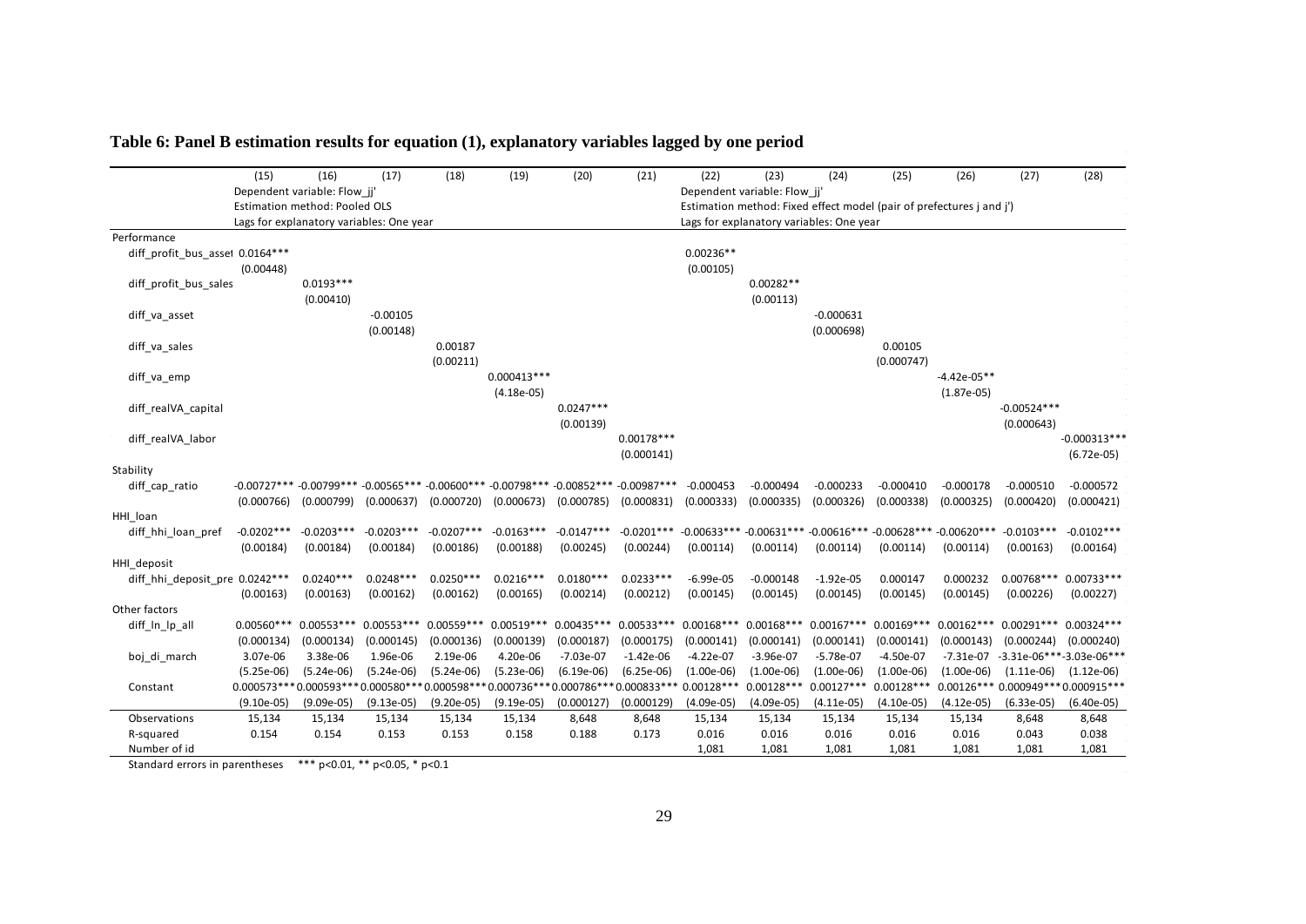# Table 6: Panel B estimation results for equation (1), explanatory variables lagged by one period

| | (15) | (16) | (17) | (18) | (19) | (20) | (21) | (22) | (23) | (24) | (25) | (26) | (27) | (28) |
|---|---|---|---|---|---|---|---|---|---|---|---|---|---|---|
| | Dependent variable: Flow_jj' | | | | | | | Dependent variable: Flow_jj' | | | | | | |
| | Estimation method: Pooled OLS | | | | | | | Estimation method: Fixed effect model (pair of prefectures j and j') | | | | | | |
| | Lags for explanatory variables: One year | | | | | | | Lags for explanatory variables: One year | | | | | | |
| Performance | | | | | | | | | | | | | | |
| diff_profit_bus_asset | 0.0164*** | | | | | | | 0.00236** | | | | | | |
| | (0.00448) | | | | | | | (0.00105) | | | | | | |
| diff_profit_bus_sales | | 0.0193*** | | | | | | | 0.00282** | | | | | |
| | | (0.00410) | | | | | | | (0.00113) | | | | | |
| diff_va_asset | | | -0.00105 | | | | | | | -0.000631 | | | | |
| | | | (0.00148) | | | | | | | (0.000698) | | | | |
| diff_va_sales | | | | 0.00187 | | | | | | | 0.00105 | | | |
| | | | | (0.00211) | | | | | | | (0.000747) | | | |
| diff_va_emp | | | | | 0.000413*** | | | | | | | -4.42e-05** | | |
| | | | | | (4.18e-05) | | | | | | | (1.87e-05) | | |
| diff_realVA_capital | | | | | | 0.0247*** | | | | | | | -0.00524*** | |
| | | | | | | (0.00139) | | | | | | | (0.000643) | |
| diff_realVA_labor | | | | | | | 0.00178*** | | | | | | | -0.000313*** |
| | | | | | | | (0.000141) | | | | | | | (6.72e-05) |
| Stability | | | | | | | | | | | | | | |
| diff_cap_ratio | -0.00727*** | -0.00799*** | -0.00565*** | -0.00600*** | -0.00798*** | -0.00852*** | -0.00987*** | -0.000453 | -0.000494 | -0.000233 | -0.000410 | -0.000178 | -0.000510 | -0.000572 |
| | (0.000766) | (0.000799) | (0.000637) | (0.000720) | (0.000673) | (0.000785) | (0.000831) | (0.000333) | (0.000335) | (0.000326) | (0.000338) | (0.000325) | (0.000420) | (0.000421) |
| HHI_loan | | | | | | | | | | | | | | |
| diff_hhi_loan_pref | -0.0202*** | -0.0203*** | -0.0203*** | -0.0207*** | -0.0163*** | -0.0147*** | -0.0201*** | -0.00633*** | -0.00631*** | -0.00616*** | -0.00628*** | -0.00620*** | -0.0103*** | -0.0102*** |
| | (0.00184) | (0.00184) | (0.00184) | (0.00186) | (0.00188) | (0.00245) | (0.00244) | (0.00114) | (0.00114) | (0.00114) | (0.00114) | (0.00114) | (0.00163) | (0.00164) |
| HHI_deposit | | | | | | | | | | | | | | |
| diff_hhi_deposit_pre | 0.0242*** | 0.0240*** | 0.0248*** | 0.0250*** | 0.0216*** | 0.0180*** | 0.0233*** | -6.99e-05 | -0.000148 | -1.92e-05 | 0.000147 | 0.000232 | 0.00768*** | 0.00733*** |
| | (0.00163) | (0.00163) | (0.00162) | (0.00162) | (0.00165) | (0.00214) | (0.00212) | (0.00145) | (0.00145) | (0.00145) | (0.00145) | (0.00145) | (0.00226) | (0.00227) |
| Other factors | | | | | | | | | | | | | | |
| diff_ln_lp_all | 0.00560*** | 0.00553*** | 0.00553*** | 0.00559*** | 0.00519*** | 0.00435*** | 0.00533*** | 0.00168*** | 0.00168*** | 0.00167*** | 0.00169*** | 0.00162*** | 0.00291*** | 0.00324*** |
| | (0.000134) | (0.000134) | (0.000145) | (0.000136) | (0.000139) | (0.000187) | (0.000175) | (0.000141) | (0.000141) | (0.000141) | (0.000141) | (0.000143) | (0.000244) | (0.000240) |
| boj_di_march | 3.07e-06 | 3.38e-06 | 1.96e-06 | 2.19e-06 | 4.20e-06 | -7.03e-07 | -1.42e-06 | -4.22e-07 | -3.96e-07 | -5.78e-07 | -4.50e-07 | -7.31e-07 | -3.31e-06*** | -3.03e-06*** |
| | (5.25e-06) | (5.24e-06) | (5.24e-06) | (5.24e-06) | (5.23e-06) | (6.19e-06) | (6.25e-06) | (1.00e-06) | (1.00e-06) | (1.00e-06) | (1.00e-06) | (1.00e-06) | (1.11e-06) | (1.12e-06) |
| Constant | 0.000573*** | 0.000593*** | 0.000580*** | 0.000598*** | 0.000736*** | 0.000786*** | 0.000833*** | 0.00128*** | 0.00128*** | 0.00127*** | 0.00128*** | 0.00126*** | 0.000949*** | 0.000915*** |
| | (9.10e-05) | (9.09e-05) | (9.13e-05) | (9.20e-05) | (9.19e-05) | (0.000127) | (0.000129) | (4.09e-05) | (4.09e-05) | (4.11e-05) | (4.10e-05) | (4.12e-05) | (6.33e-05) | (6.40e-05) |
| Observations | 15,134 | 15,134 | 15,134 | 15,134 | 15,134 | 8,648 | 8,648 | 15,134 | 15,134 | 15,134 | 15,134 | 15,134 | 8,648 | 8,648 |
| R-squared | 0.154 | 0.154 | 0.153 | 0.153 | 0.158 | 0.188 | 0.173 | 0.016 | 0.016 | 0.016 | 0.016 | 0.016 | 0.043 | 0.038 |
| Number of id | | | | | | | | 1,081 | 1,081 | 1,081 | 1,081 | 1,081 | 1,081 | 1,081 |

Standard errors in parentheses *** p<0.01, ** p<0.05, * p<0.1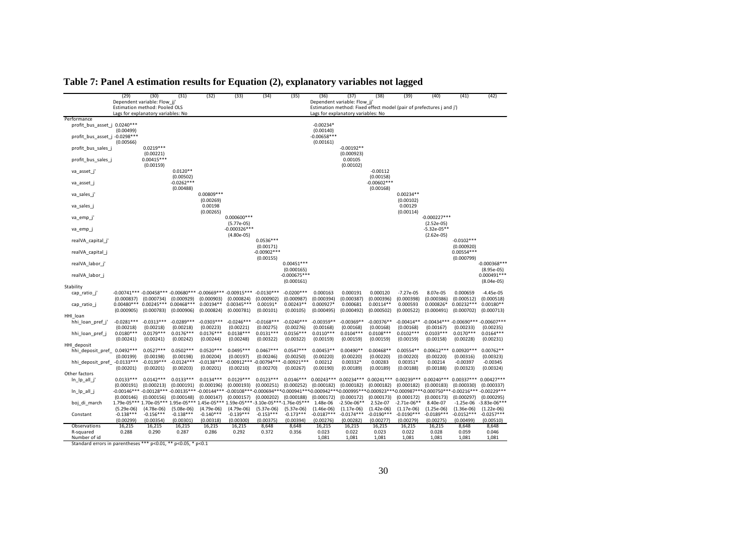# Table 7: Panel A estimation results for Equation (2), explanatory variables not lagged

| | (29) | (30) | (31) | (32) | (33) | (34) | (35) | (36) | (37) | (38) | (39) | (40) | (41) | (42) |
|---|---|---|---|---|---|---|---|---|---|---|---|---|---|---|
| | Dependent variable: Flow_jj' | | | | | | | Dependent variable: Flow_jj' | | | | | | |
| | Estimation method: Pooled OLS | | | | | | | Estimation method: Fixed effect model (pair of prefectures j and j') | | | | | | |
| | Lags for explanatory variables: No | | | | | | | Lags for explanatory variables: No | | | | | | |
| Performance | | | | | | | | | | | | | | |
| profit_bus_asset_j' | 0.0240*** | | | | | | | -0.00234* | | | | | | |
| | (0.00499) | | | | | | | (0.00140) | | | | | | |
| profit_bus_asset_j | -0.0298*** | | | | | | | -0.00658*** | | | | | | |
| | (0.00566) | | | | | | | (0.00161) | | | | | | |
| profit_bus_sales_j' | | 0.0219*** | | | | | | | -0.00192** | | | | | |
| | | (0.00221) | | | | | | | (0.000923) | | | | | |
| profit_bus_sales_j | | 0.00415*** | | | | | | | 0.00105 | | | | | |
| | | (0.00159) | | | | | | | (0.00102) | | | | | |
| va_asset_j' | | | 0.0120** | | | | | | | -0.00112 | | | | |
| | | | (0.00502) | | | | | | | (0.00158) | | | | |
| va_asset_j | | | -0.0262*** | | | | | | | -0.00602*** | | | | |
| | | | (0.00488) | | | | | | | (0.00168) | | | | |
| va_sales_j' | | | | 0.00809*** | | | | | | | 0.00234** | | | |
| | | | | (0.00269) | | | | | | | (0.00102) | | | |
| va_sales_j | | | | 0.00198 | | | | | | | 0.00129 | | | |
| | | | | (0.00265) | | | | | | | (0.00114) | | | |
| va_emp_j' | | | | | 0.000600*** | | | | | | | -0.000227*** | | |
| | | | | | (5.77e-05) | | | | | | | (2.52e-05) | | |
| va_emp_j | | | | | -0.000326*** | | | | | | | -5.32e-05** | | |
| | | | | | (4.80e-05) | | | | | | | (2.62e-05) | | |
| realVA_capital_j' | | | | | | 0.0536*** | | | | | | | -0.0102*** | |
| | | | | | | (0.00171) | | | | | | | (0.000920) | |
| realVA_capital_j | | | | | | -0.00902*** | | | | | | | 0.00554*** | |
| | | | | | | (0.00155) | | | | | | | (0.000799) | |
| realVA_labor_j' | | | | | | | 0.00451*** | | | | | | | -0.000368*** |
| | | | | | | | (0.000165) | | | | | | | (8.95e-05) |
| realVA_labor_j | | | | | | | -0.000675*** | | | | | | | 0.000491*** |
| | | | | | | | (0.000161) | | | | | | | (8.04e-05) |
| Stability | | | | | | | | | | | | | | |
| cap_ratio_j' | -0.00741*** | -0.00458*** | -0.00680*** | -0.00669*** | -0.00915*** | -0.0130*** | -0.0200*** | 0.000163 | 0.000191 | 0.000120 | -7.27e-05 | 8.07e-05 | 0.000659 | -4.45e-05 |
| | (0.000837) | (0.000734) | (0.000929) | (0.000903) | (0.000824) | (0.000902) | (0.000987) | (0.000394) | (0.000387) | (0.000396) | (0.000398) | (0.000386) | (0.000512) | (0.000518) |
| cap_ratio_j | 0.00480*** | 0.00245*** | 0.00468*** | 0.00194** | 0.00345*** | 0.00191* | 0.00243** | 0.000927* | 0.000681 | 0.00114** | 0.000593 | 0.000826* | 0.00232*** | 0.00180** |
| | (0.000905) | (0.000783) | (0.000906) | (0.000824) | (0.000781) | (0.00101) | (0.00105) | (0.000495) | (0.000492) | (0.000502) | (0.000522) | (0.000491) | (0.000702) | (0.000713) |
| HHI_loan | | | | | | | | | | | | | | |
| hhi_loan_pref_j' | -0.0281*** | -0.0313*** | -0.0289*** | -0.0303*** | -0.0246*** | -0.0168*** | -0.0240*** | -0.00359** | -0.00369** | -0.00376** | -0.00414** | -0.00434*** | -0.00690*** | -0.00607*** |
| | (0.00218) | (0.00218) | (0.00218) | (0.00223) | (0.00221) | (0.00275) | (0.00276) | (0.00168) | (0.00168) | (0.00168) | (0.00168) | (0.00167) | (0.00233) | (0.00235) |
| hhi_loan_pref_j | 0.0180*** | 0.0179*** | 0.0176*** | 0.0176*** | 0.0138*** | 0.0131*** | 0.0156*** | 0.0110*** | 0.0104*** | 0.0108*** | 0.0102*** | 0.0103*** | 0.0170*** | 0.0164*** |
| | (0.00241) | (0.00241) | (0.00242) | (0.00244) | (0.00248) | (0.00322) | (0.00322) | (0.00159) | (0.00159) | (0.00159) | (0.00159) | (0.00158) | (0.00228) | (0.00231) |
| HHI_deposit | | | | | | | | | | | | | | |
| hhi_deposit_pref_j' | 0.0492*** | 0.0527*** | 0.0502*** | 0.0520*** | 0.0495*** | 0.0467*** | 0.0547*** | 0.00453** | 0.00490** | 0.00468** | 0.00554** | 0.00612*** | 0.00920*** | 0.00762** |
| | (0.00199) | (0.00198) | (0.00198) | (0.00204) | (0.00197) | (0.00246) | (0.00250) | (0.00220) | (0.00220) | (0.00220) | (0.00220) | (0.00220) | (0.00316) | (0.00323) |
| hhi_deposit_pref_j | -0.0133*** | -0.0139*** | -0.0124*** | -0.0138*** | -0.00912*** | -0.00794*** | -0.00921*** | 0.00212 | 0.00332* | 0.00283 | 0.00351* | 0.00214 | -0.00397 | -0.00345 |
| | (0.00201) | (0.00201) | (0.00203) | (0.00201) | (0.00210) | (0.00270) | (0.00267) | (0.00190) | (0.00189) | (0.00189) | (0.00188) | (0.00188) | (0.00323) | (0.00324) |
| Other factors | | | | | | | | | | | | | | |
| ln_lp_all_j' | 0.0133*** | 0.0142*** | 0.0133*** | 0.0134*** | 0.0129*** | 0.0123*** | 0.0146*** | 0.00243*** | 0.00234*** | 0.00241*** | 0.00239*** | 0.00240*** | 0.00337*** | 0.00427*** |
| | (0.000191) | (0.000213) | (0.000191) | (0.000196) | (0.000193) | (0.000251) | (0.000252) | (0.000182) | (0.000182) | (0.000182) | (0.000182) | (0.000183) | (0.000330) | (0.000337) |
| ln_lp_all_j | -0.00146*** | -0.00128*** | -0.00135*** | -0.00144*** | -0.00108*** | -0.000694*** | 0.000941*** | 0.000942*** | 0.000995*** | 0.000923*** | 0.000987*** | 0.000750*** | -0.00216*** | -0.00229*** |
| | (0.000146) | (0.000156) | (0.000148) | (0.000147) | (0.000157) | (0.000202) | (0.000188) | (0.000172) | (0.000172) | (0.000173) | (0.000172) | (0.000173) | (0.000297) | (0.000295) |
| boj_di_march | 1.79e-05*** | 1.70e-05*** | 1.95e-05*** | 1.45e-05*** | 1.59e-05*** | -3.10e-05*** | -1.76e-05*** | 1.48e-06 | -2.50e-06** | 2.52e-07 | -2.71e-06** | 8.40e-07 | -1.25e-06 | -3.83e-06*** |
| | (5.29e-06) | (4.78e-06) | (5.08e-06) | (4.79e-06) | (4.79e-06) | (5.37e-06) | (5.37e-06) | (1.46e-06) | (1.17e-06) | (1.42e-06) | (1.17e-06) | (1.25e-06) | (1.36e-06) | (1.22e-06) |
| Constant | -0.138*** | -0.156*** | -0.138*** | -0.140*** | -0.139*** | -0.153*** | -0.173*** | -0.0187*** | -0.0174*** | -0.0190*** | -0.0190*** | -0.0189*** | -0.0152*** | -0.0257*** |
| | (0.00299) | (0.00354) | (0.00301) | (0.00318) | (0.00300) | (0.00375) | (0.00394) | (0.00276) | (0.00282) | (0.00277) | (0.00279) | (0.00275) | (0.00499) | (0.00510) |
| Observations | 16,215 | 16,215 | 16,215 | 16,215 | 16,215 | 8,648 | 8,648 | 16,215 | 16,215 | 16,215 | 16,215 | 16,215 | 8,648 | 8,648 |
| R-squared | 0.288 | 0.290 | 0.287 | 0.286 | 0.292 | 0.372 | 0.356 | 0.023 | 0.022 | 0.023 | 0.022 | 0.028 | 0.059 | 0.046 |
| Number of id | | | | | | | | 1,081 | 1,081 | 1,081 | 1,081 | 1,081 | 1,081 | 1,081 |

Standard errors in parentheses *** p<0.01, ** p<0.05, * p<0.1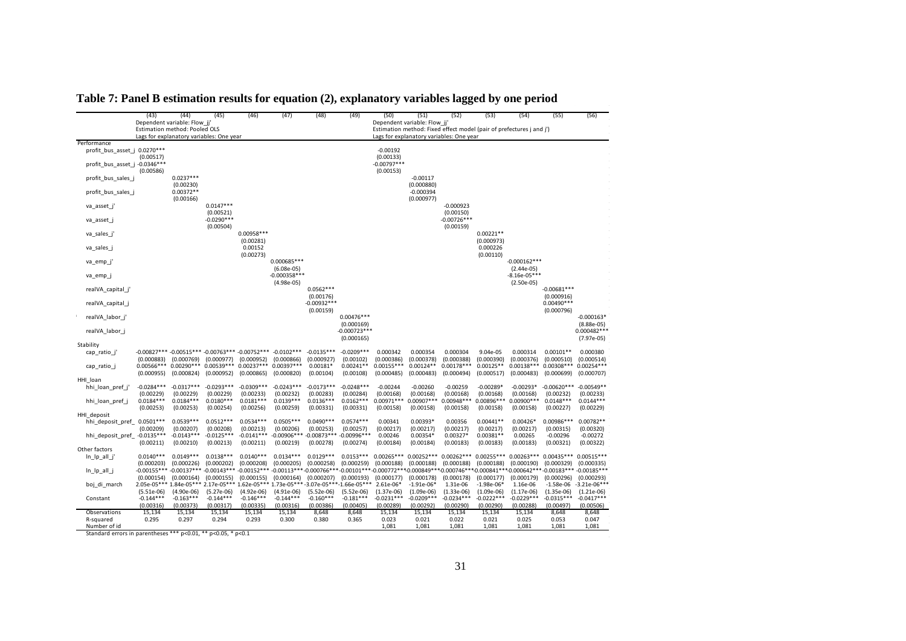# Table 7: Panel B estimation results for equation (2), explanatory variables lagged by one period

| | (43) | (44) | (45) | (46) | (47) | (48) | (49) | (50) | (51) | (52) | (53) | (54) | (55) | (56) |
|---|---|---|---|---|---|---|---|---|---|---|---|---|---|---|
| | Dependent variable: Flow_jj' | | | | | | | Dependent variable: Flow_jj' | | | | | | |
| | Estimation method: Pooled OLS | | | | | | | Estimation method: Fixed effect model (pair of prefectures j and j') | | | | | | |
| | Lags for explanatory variables: One year | | | | | | | Lags for explanatory variables: One year | | | | | | |
| Performance | | | | | | | | | | | | | | |
| profit_bus_asset_j | 0.0270*** | | | | | | | -0.00192 | | | | | | |
| | (0.00517) | | | | | | | (0.00133) | | | | | | |
| profit_bus_asset_j | -0.0346*** | | | | | | | -0.00797*** | | | | | | |
| | (0.00586) | | | | | | | (0.00153) | | | | | | |
| profit_bus_sales_j | | 0.0237*** | | | | | | | -0.00117 | | | | | |
| | | (0.00230) | | | | | | | (0.000880) | | | | | |
| profit_bus_sales_j | | 0.00372** | | | | | | | -0.000394 | | | | | |
| | | (0.00166) | | | | | | | (0.000977) | | | | | |
| va_asset_j' | | | 0.0147*** | | | | | | | -0.000923 | | | | |
| | | | (0.00521) | | | | | | | (0.00150) | | | | |
| va_asset_j | | | -0.0290*** | | | | | | | -0.00726*** | | | | |
| | | | (0.00504) | | | | | | | (0.00159) | | | | |
| va_sales_j' | | | | 0.00958*** | | | | | | | 0.00221** | | | |
| | | | | (0.00281) | | | | | | | (0.000973) | | | |
| va_sales_j | | | | 0.00152 | | | | | | | 0.000226 | | | |
| | | | | (0.00273) | | | | | | | (0.00110) | | | |
| va_emp_j' | | | | | 0.000685*** | | | | | | | -0.000162*** | | |
| | | | | | (6.08e-05) | | | | | | | (2.44e-05) | | |
| va_emp_j | | | | | -0.000358*** | | | | | | | -8.16e-05*** | | |
| | | | | | (4.98e-05) | | | | | | | (2.50e-05) | | |
| realVA_capital_j' | | | | | | 0.0562*** | | | | | | | -0.00681*** | |
| | | | | | | (0.00176) | | | | | | | (0.000916) | |
| realVA_capital_j | | | | | | -0.00932*** | | | | | | | 0.00490*** | |
| | | | | | | (0.00159) | | | | | | | (0.000796) | |
| realVA_labor_j' | | | | | | | 0.00476*** | | | | | | | -0.000163* |
| | | | | | | | (0.000169) | | | | | | | (8.88e-05) |
| realVA_labor_j | | | | | | | -0.000723*** | | | | | | | 0.000482*** |
| | | | | | | | (0.000165) | | | | | | | (7.97e-05) |
| Stability | | | | | | | | | | | | | | |
| cap_ratio_j' | -0.00827*** | -0.00515*** | -0.00763*** | -0.00752*** | -0.0102*** | -0.0135*** | -0.0209*** | 0.000342 | 0.000354 | 0.000304 | 9.04e-05 | 0.000314 | 0.00101** | 0.000380 |
| | (0.000883) | (0.000769) | (0.000977) | (0.000952) | (0.000866) | (0.000927) | (0.00102) | (0.000386) | (0.000378) | (0.000388) | (0.000390) | (0.000376) | (0.000510) | (0.000514) |
| cap_ratio_j | 0.00566*** | 0.00290*** | 0.00539*** | 0.00237*** | 0.00397*** | 0.00181* | 0.00241** | 0.00155*** | 0.00124** | 0.00178*** | 0.00125** | 0.00138*** | 0.00308*** | 0.00254*** |
| | (0.000955) | (0.000824) | (0.000952) | (0.000865) | (0.000820) | (0.00104) | (0.00108) | (0.000485) | (0.000483) | (0.000494) | (0.000517) | (0.000483) | (0.000699) | (0.000707) |
| HHI_loan | | | | | | | | | | | | | | |
| hhi_loan_pref_j' | -0.0284*** | -0.0317*** | -0.0293*** | -0.0309*** | -0.0243*** | -0.0173*** | -0.0248*** | -0.00244 | -0.00260 | -0.00259 | -0.00289* | -0.00293* | -0.00620*** | -0.00549** |
| | (0.00229) | (0.00229) | (0.00229) | (0.00233) | (0.00232) | (0.00283) | (0.00284) | (0.00168) | (0.00168) | (0.00168) | (0.00168) | (0.00168) | (0.00232) | (0.00233) |
| hhi_loan_pref_j | 0.0184*** | 0.0184*** | 0.0180*** | 0.0181*** | 0.0139*** | 0.0136*** | 0.0162*** | 0.00971*** | 0.00907*** | 0.00948*** | 0.00896*** | 0.00900*** | 0.0148*** | 0.0144*** |
| | (0.00253) | (0.00253) | (0.00254) | (0.00256) | (0.00259) | (0.00331) | (0.00331) | (0.00158) | (0.00158) | (0.00158) | (0.00158) | (0.00158) | (0.00227) | (0.00229) |
| HHI_deposit | | | | | | | | | | | | | | |
| hhi_deposit_pref_ | 0.0501*** | 0.0539*** | 0.0512*** | 0.0534*** | 0.0505*** | 0.0490*** | 0.0574*** | 0.00341 | 0.00393* | 0.00356 | 0.00441** | 0.00426* | 0.00986*** | 0.00782** |
| | (0.00209) | (0.00207) | (0.00208) | (0.00213) | (0.00206) | (0.00253) | (0.00257) | (0.00217) | (0.00217) | (0.00217) | (0.00217) | (0.00217) | (0.00315) | (0.00320) |
| hhi_deposit_pref_ | -0.0135*** | -0.0143*** | -0.0125*** | -0.0141*** | -0.00906*** | -0.00873*** | -0.00996*** | 0.00246 | 0.00354* | 0.00327* | 0.00381** | 0.00265 | -0.00296 | -0.00272 |
| | (0.00211) | (0.00210) | (0.00213) | (0.00211) | (0.00219) | (0.00278) | (0.00274) | (0.00184) | (0.00184) | (0.00183) | (0.00183) | (0.00183) | (0.00321) | (0.00322) |
| Other factors | | | | | | | | | | | | | | |
| ln_lp_all_j' | 0.0140*** | 0.0149*** | 0.0138*** | 0.0140*** | 0.0134*** | 0.0129*** | 0.0153*** | 0.00265*** | 0.00252*** | 0.00262*** | 0.00255*** | 0.00263*** | 0.00435*** | 0.00515*** |
| | (0.000203) | (0.000226) | (0.000202) | (0.000208) | (0.000205) | (0.000258) | (0.000259) | (0.000188) | (0.000188) | (0.000188) | (0.000188) | (0.000190) | (0.000329) | (0.000335) |
| ln_lp_all_j | -0.00155*** | -0.00137*** | -0.00143*** | -0.00152*** | -0.00113*** | -0.000766*** | -0.00101*** | -0.000772*** | -0.000849*** | -0.000746*** | -0.000841*** | -0.000642*** | -0.00183*** | -0.00185*** |
| | (0.000154) | (0.000164) | (0.000155) | (0.000155) | (0.000164) | (0.000207) | (0.000193) | (0.000177) | (0.000178) | (0.000178) | (0.000177) | (0.000179) | (0.000296) | (0.000293) |
| boj_di_march | 2.05e-05*** | 1.84e-05*** | 2.17e-05*** | 1.62e-05*** | 1.73e-05*** | -3.07e-05*** | -1.66e-05*** | 2.61e-06* | -1.91e-06* | 1.31e-06 | -1.98e-06* | 1.16e-06 | -1.58e-06 | -3.21e-06*** |
| | (5.51e-06) | (4.90e-06) | (5.27e-06) | (4.92e-06) | (4.91e-06) | (5.52e-06) | (5.52e-06) | (1.37e-06) | (1.09e-06) | (1.33e-06) | (1.09e-06) | (1.17e-06) | (1.35e-06) | (1.21e-06) |
| Constant | -0.144*** | -0.163*** | -0.144*** | -0.146*** | -0.144*** | -0.160*** | -0.181*** | -0.0231*** | -0.0209*** | -0.0234*** | -0.0222*** | -0.0229*** | -0.0315*** | -0.0417*** |
| | (0.00316) | (0.00373) | (0.00317) | (0.00335) | (0.00316) | (0.00386) | (0.00405) | (0.00289) | (0.00292) | (0.00290) | (0.00290) | (0.00288) | (0.00497) | (0.00506) |
| Observations | 15,134 | 15,134 | 15,134 | 15,134 | 15,134 | 8,648 | 8,648 | 15,134 | 15,134 | 15,134 | 15,134 | 15,134 | 8,648 | 8,648 |
| R-squared | 0.295 | 0.297 | 0.294 | 0.293 | 0.300 | 0.380 | 0.365 | 0.023 | 0.021 | 0.022 | 0.021 | 0.025 | 0.053 | 0.047 |
| Number of id | | | | | | | | 1,081 | 1,081 | 1,081 | 1,081 | 1,081 | 1,081 | 1,081 |

Standard errors in parentheses *** p<0.01, ** p<0.05, * p<0.1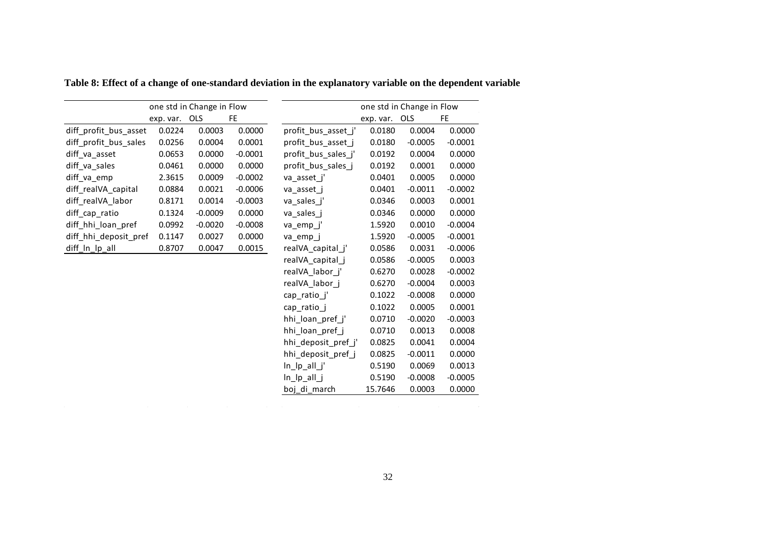**Table 8: Effect of a change of one-standard deviation in the explanatory variable on the dependent variable**

| | one std in | Change in Flow | |
|---|---|---|---|
| | exp. var. | OLS | FE |
| diff_profit_bus_asset | 0.0224 | 0.0003 | 0.0000 |
| diff_profit_bus_sales | 0.0256 | 0.0004 | 0.0001 |
| diff_va_asset | 0.0653 | 0.0000 | -0.0001 |
| diff_va_sales | 0.0461 | 0.0000 | 0.0000 |
| diff_va_emp | 2.3615 | 0.0009 | -0.0002 |
| diff_realVA_capital | 0.0884 | 0.0021 | -0.0006 |
| diff_realVA_labor | 0.8171 | 0.0014 | -0.0003 |
| diff_cap_ratio | 0.1324 | -0.0009 | 0.0000 |
| diff_hhi_loan_pref | 0.0992 | -0.0020 | -0.0008 |
| diff_hhi_deposit_pref | 0.1147 | 0.0027 | 0.0000 |
| diff_ln_lp_all | 0.8707 | 0.0047 | 0.0015 |

| | one std in | Change in Flow | |
|---|---|---|---|
| | exp. var. | OLS | FE |
| profit_bus_asset_j' | 0.0180 | 0.0004 | 0.0000 |
| profit_bus_asset_j | 0.0180 | -0.0005 | -0.0001 |
| profit_bus_sales_j' | 0.0192 | 0.0004 | 0.0000 |
| profit_bus_sales_j | 0.0192 | 0.0001 | 0.0000 |
| va_asset_j' | 0.0401 | 0.0005 | 0.0000 |
| va_asset_j | 0.0401 | -0.0011 | -0.0002 |
| va_sales_j' | 0.0346 | 0.0003 | 0.0001 |
| va_sales_j | 0.0346 | 0.0000 | 0.0000 |
| va_emp_j' | 1.5920 | 0.0010 | -0.0004 |
| va_emp_j | 1.5920 | -0.0005 | -0.0001 |
| realVA_capital_j' | 0.0586 | 0.0031 | -0.0006 |
| realVA_capital_j | 0.0586 | -0.0005 | 0.0003 |
| realVA_labor_j' | 0.6270 | 0.0028 | -0.0002 |
| realVA_labor_j | 0.6270 | -0.0004 | 0.0003 |
| cap_ratio_j' | 0.1022 | -0.0008 | 0.0000 |
| cap_ratio_j | 0.1022 | 0.0005 | 0.0001 |
| hhi_loan_pref_j' | 0.0710 | -0.0020 | -0.0003 |
| hhi_loan_pref_j | 0.0710 | 0.0013 | 0.0008 |
| hhi_deposit_pref_j' | 0.0825 | 0.0041 | 0.0004 |
| hhi_deposit_pref_j | 0.0825 | -0.0011 | 0.0000 |
| ln_lp_all_j' | 0.5190 | 0.0069 | 0.0013 |
| ln_lp_all_j | 0.5190 | -0.0008 | -0.0005 |
| boj_di_march | 15.7646 | 0.0003 | 0.0000 |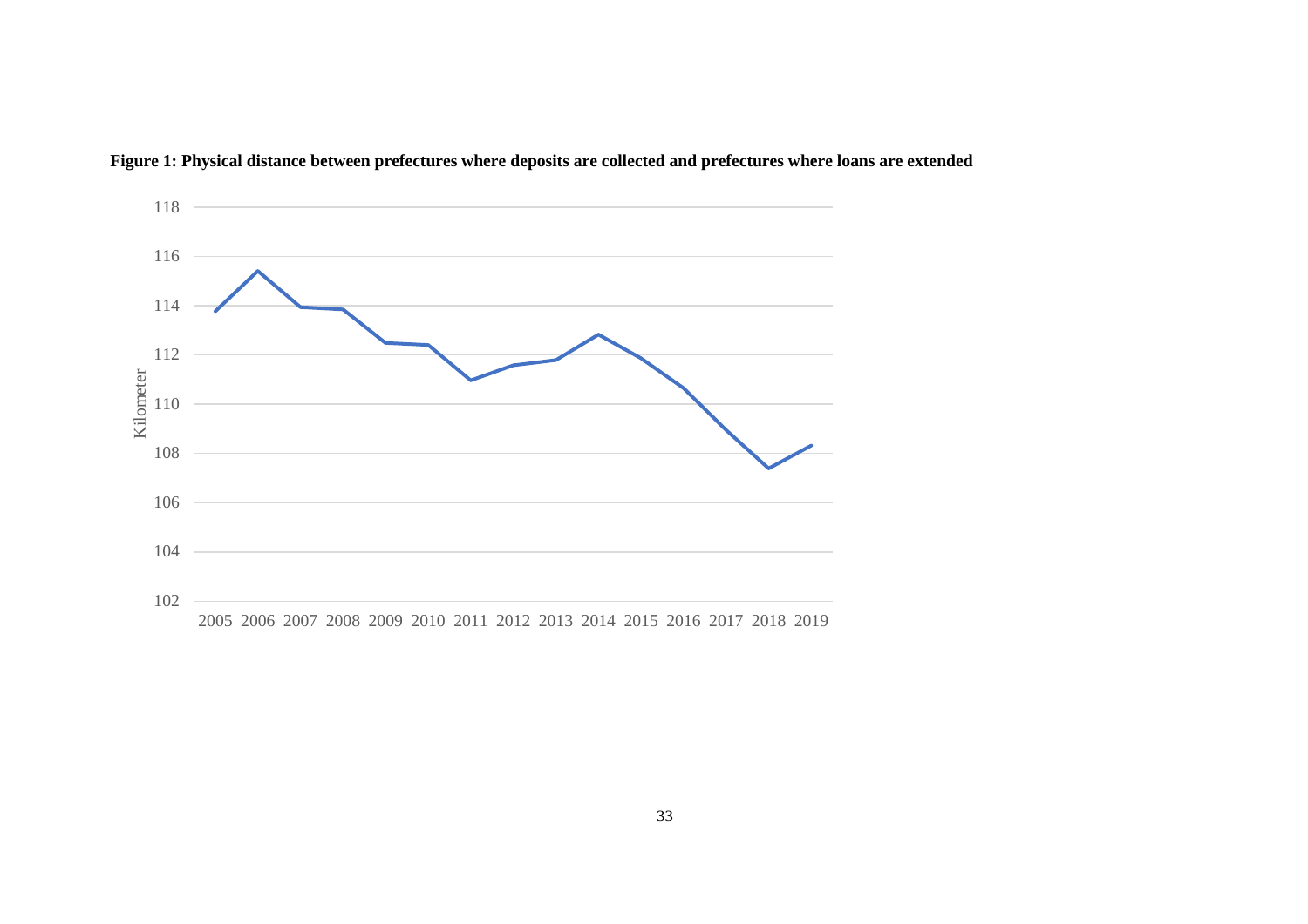**Figure 1: Physical distance between prefectures where deposits are collected and prefectures where loans are extended**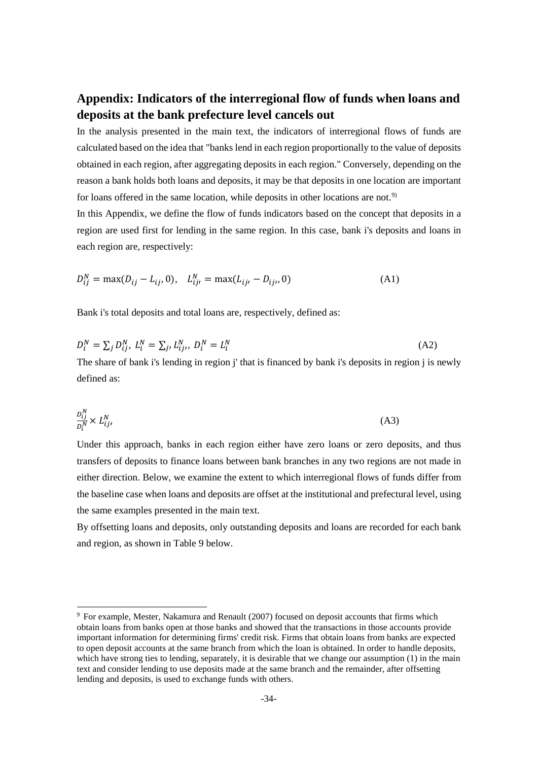## Appendix: Indicators of the interregional flow of funds when loans and deposits at the bank prefecture level cancels out

In the analysis presented in the main text, the indicators of interregional flows of funds are calculated based on the idea that "banks lend in each region proportionally to the value of deposits obtained in each region, after aggregating deposits in each region." Conversely, depending on the reason a bank holds both loans and deposits, it may be that deposits in one location are important for loans offered in the same location, while deposits in other locations are not.[9]

In this Appendix, we define the flow of funds indicators based on the concept that deposits in a region are used first for lending in the same region. In this case, bank i's deposits and loans in each region are, respectively:

$$D_{ij}^{N} = \max(D_{ij} - L_{ij}, 0), \quad L_{ij'}^{N} = \max(L_{ij'} - D_{ij'}, 0) \tag{A1}$$

Bank i's total deposits and total loans are, respectively, defined as:

$$D_{i}^{N} = \sum_{j} D_{ij}^{N},\ L_{i}^{N} = \sum_{j'} L_{ij'}^{N},\ D_{i}^{N} = L_{i}^{N} \tag{A2}$$

The share of bank i's lending in region j' that is financed by bank i's deposits in region j is newly defined as:

$$\frac{D_{ij}^{N}}{D_{i}^{N}} \times L_{ij'}^{N} \tag{A3}$$

Under this approach, banks in each region either have zero loans or zero deposits, and thus transfers of deposits to finance loans between bank branches in any two regions are not made in either direction. Below, we examine the extent to which interregional flows of funds differ from the baseline case when loans and deposits are offset at the institutional and prefectural level, using the same examples presented in the main text.

By offsetting loans and deposits, only outstanding deposits and loans are recorded for each bank and region, as shown in Table 9 below.

---

[9] For example, Mester, Nakamura and Renault (2007) focused on deposit accounts that firms which obtain loans from banks open at those banks and showed that the transactions in those accounts provide important information for determining firms' credit risk. Firms that obtain loans from banks are expected to open deposit accounts at the same branch from which the loan is obtained. In order to handle deposits, which have strong ties to lending, separately, it is desirable that we change our assumption (1) in the main text and consider lending to use deposits made at the same branch and the remainder, after offsetting lending and deposits, is used to exchange funds with others.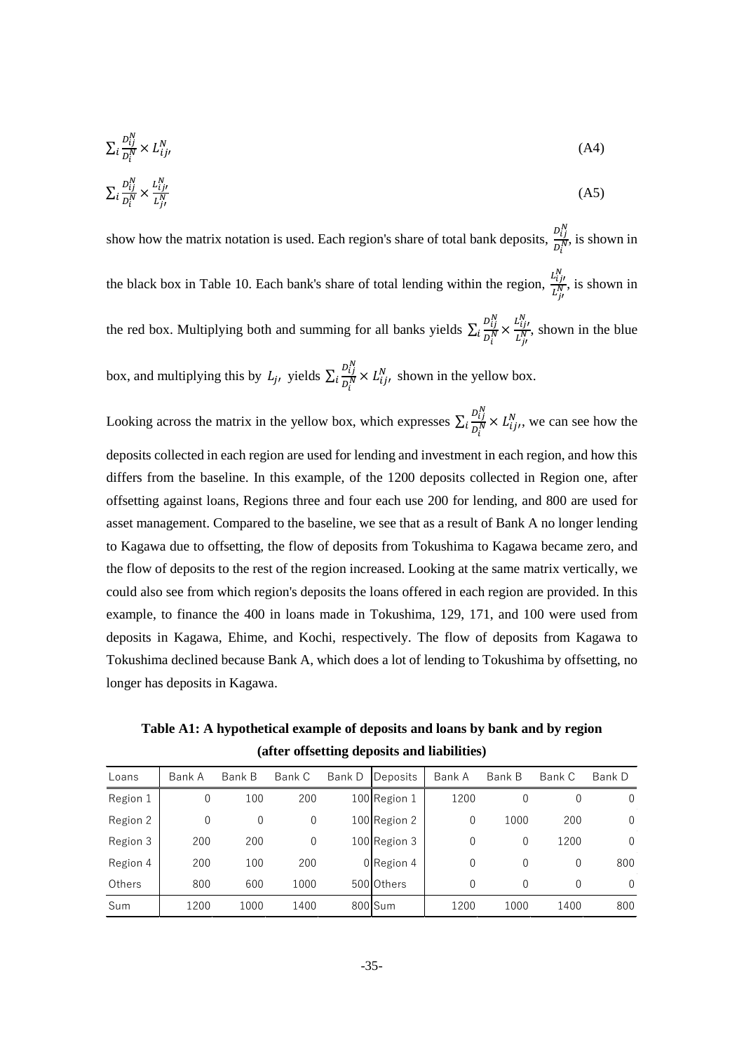$$\sum_i \frac{D_{ij}^N}{D_i^N} \times L_{ij'}^N \tag{A4}$$

$$\sum_i \frac{D_{ij}^N}{D_i^N} \times \frac{L_{ij'}^N}{L_{j'}^N} \tag{A5}$$

show how the matrix notation is used. Each region's share of total bank deposits, $\frac{D_{ij}^N}{D_i^N}$, is shown in the black box in Table 10. Each bank's share of total lending within the region, $\frac{L_{ij'}^N}{L_{j'}^N}$, is shown in the red box. Multiplying both and summing for all banks yields $\sum_i \frac{D_{ij}^N}{D_i^N} \times \frac{L_{ij'}^N}{L_{j'}^N}$, shown in the blue box, and multiplying this by $L_{j'}$ yields $\sum_i \frac{D_{ij}^N}{D_i^N} \times L_{ij'}^N$ shown in the yellow box.

Looking across the matrix in the yellow box, which expresses $\sum_i \frac{D_{ij}^N}{D_i^N} \times L_{ij'}^N$, we can see how the deposits collected in each region are used for lending and investment in each region, and how this differs from the baseline. In this example, of the 1200 deposits collected in Region one, after offsetting against loans, Regions three and four each use 200 for lending, and 800 are used for asset management. Compared to the baseline, we see that as a result of Bank A no longer lending to Kagawa due to offsetting, the flow of deposits from Tokushima to Kagawa became zero, and the flow of deposits to the rest of the region increased. Looking at the same matrix vertically, we could also see from which region's deposits the loans offered in each region are provided. In this example, to finance the 400 in loans made in Tokushima, 129, 171, and 100 were used from deposits in Kagawa, Ehime, and Kochi, respectively. The flow of deposits from Kagawa to Tokushima declined because Bank A, which does a lot of lending to Tokushima by offsetting, no longer has deposits in Kagawa.

**Table A1: A hypothetical example of deposits and loans by bank and by region (after offsetting deposits and liabilities)**

| Loans | Bank A | Bank B | Bank C | Bank D | Deposits | Bank A | Bank B | Bank C | Bank D |
|---|---|---|---|---|---|---|---|---|---|
| Region 1 | 0 | 100 | 200 | 100 | Region 1 | 1200 | 0 | 0 | 0 |
| Region 2 | 0 | 0 | 0 | 100 | Region 2 | 0 | 1000 | 200 | 0 |
| Region 3 | 200 | 200 | 0 | 100 | Region 3 | 0 | 0 | 1200 | 0 |
| Region 4 | 200 | 100 | 200 | 0 | Region 4 | 0 | 0 | 0 | 800 |
| Others | 800 | 600 | 1000 | 500 | Others | 0 | 0 | 0 | 0 |
| Sum | 1200 | 1000 | 1400 | 800 | Sum | 1200 | 1000 | 1400 | 800 |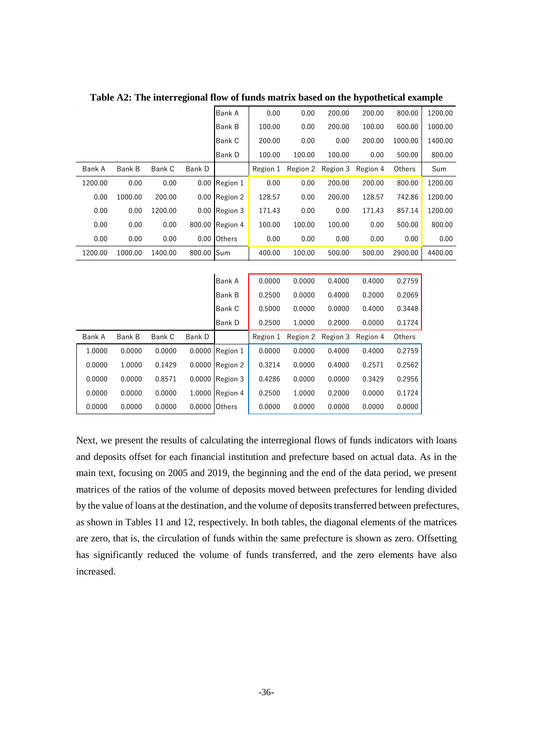**Table A2: The interregional flow of funds matrix based on the hypothetical example**

| Bank A | Bank B | Bank C | Bank D | | Region 1 | Region 2 | Region 3 | Region 4 | Others | Sum |
|---|---|---|---|---|---|---|---|---|---|---|
| | | | | Bank A | 0.00 | 0.00 | 200.00 | 200.00 | 800.00 | 1200.00 |
| | | | | Bank B | 100.00 | 0.00 | 200.00 | 100.00 | 600.00 | 1000.00 |
| | | | | Bank C | 200.00 | 0.00 | 0.00 | 200.00 | 1000.00 | 1400.00 |
| | | | | Bank D | 100.00 | 100.00 | 100.00 | 0.00 | 500.00 | 800.00 |
| 1200.00 | 0.00 | 0.00 | 0.00 | Region 1 | 0.00 | 0.00 | 200.00 | 200.00 | 800.00 | 1200.00 |
| 0.00 | 1000.00 | 200.00 | 0.00 | Region 2 | 128.57 | 0.00 | 200.00 | 128.57 | 742.86 | 1200.00 |
| 0.00 | 0.00 | 1200.00 | 0.00 | Region 3 | 171.43 | 0.00 | 0.00 | 171.43 | 857.14 | 1200.00 |
| 0.00 | 0.00 | 0.00 | 800.00 | Region 4 | 100.00 | 100.00 | 100.00 | 0.00 | 500.00 | 800.00 |
| 0.00 | 0.00 | 0.00 | 0.00 | Others | 0.00 | 0.00 | 0.00 | 0.00 | 0.00 | 0.00 |
| 1200.00 | 1000.00 | 1400.00 | 800.00 | Sum | 400.00 | 100.00 | 500.00 | 500.00 | 2900.00 | 4400.00 |

| Bank A | Bank B | Bank C | Bank D | | Region 1 | Region 2 | Region 3 | Region 4 | Others |
|---|---|---|---|---|---|---|---|---|---|
| | | | | Bank A | 0.0000 | 0.0000 | 0.4000 | 0.4000 | 0.2759 |
| | | | | Bank B | 0.2500 | 0.0000 | 0.4000 | 0.2000 | 0.2069 |
| | | | | Bank C | 0.5000 | 0.0000 | 0.0000 | 0.4000 | 0.3448 |
| | | | | Bank D | 0.2500 | 1.0000 | 0.2000 | 0.0000 | 0.1724 |
| 1.0000 | 0.0000 | 0.0000 | 0.0000 | Region 1 | 0.0000 | 0.0000 | 0.4000 | 0.4000 | 0.2759 |
| 0.0000 | 1.0000 | 0.1429 | 0.0000 | Region 2 | 0.3214 | 0.0000 | 0.4000 | 0.2571 | 0.2562 |
| 0.0000 | 0.0000 | 0.8571 | 0.0000 | Region 3 | 0.4286 | 0.0000 | 0.0000 | 0.3429 | 0.2956 |
| 0.0000 | 0.0000 | 0.0000 | 1.0000 | Region 4 | 0.2500 | 1.0000 | 0.2000 | 0.0000 | 0.1724 |
| 0.0000 | 0.0000 | 0.0000 | 0.0000 | Others | 0.0000 | 0.0000 | 0.0000 | 0.0000 | 0.0000 |

Next, we present the results of calculating the interregional flows of funds indicators with loans and deposits offset for each financial institution and prefecture based on actual data. As in the main text, focusing on 2005 and 2019, the beginning and the end of the data period, we present matrices of the ratios of the volume of deposits moved between prefectures for lending divided by the value of loans at the destination, and the volume of deposits transferred between prefectures, as shown in Tables 11 and 12, respectively. In both tables, the diagonal elements of the matrices are zero, that is, the circulation of funds within the same prefecture is shown as zero. Offsetting has significantly reduced the volume of funds transferred, and the zero elements have also increased.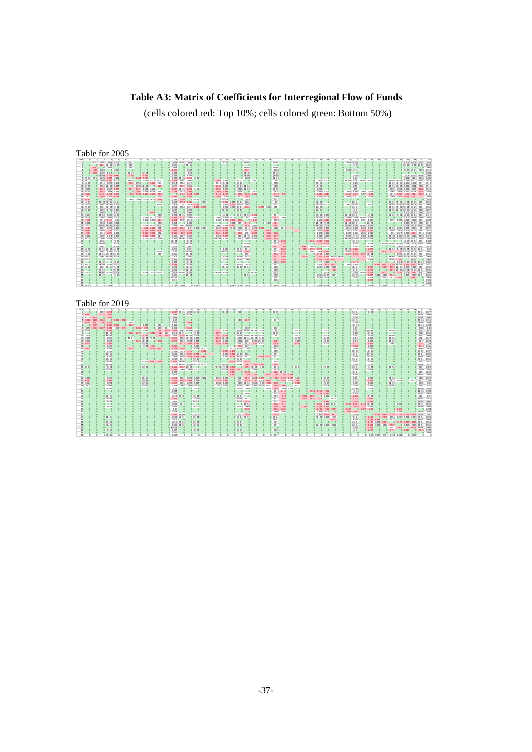# Table A3: Matrix of Coefficients for Interregional Flow of Funds

(cells colored red: Top 10%; cells colored green: Bottom 50%)

Table for 2005

Table for 2019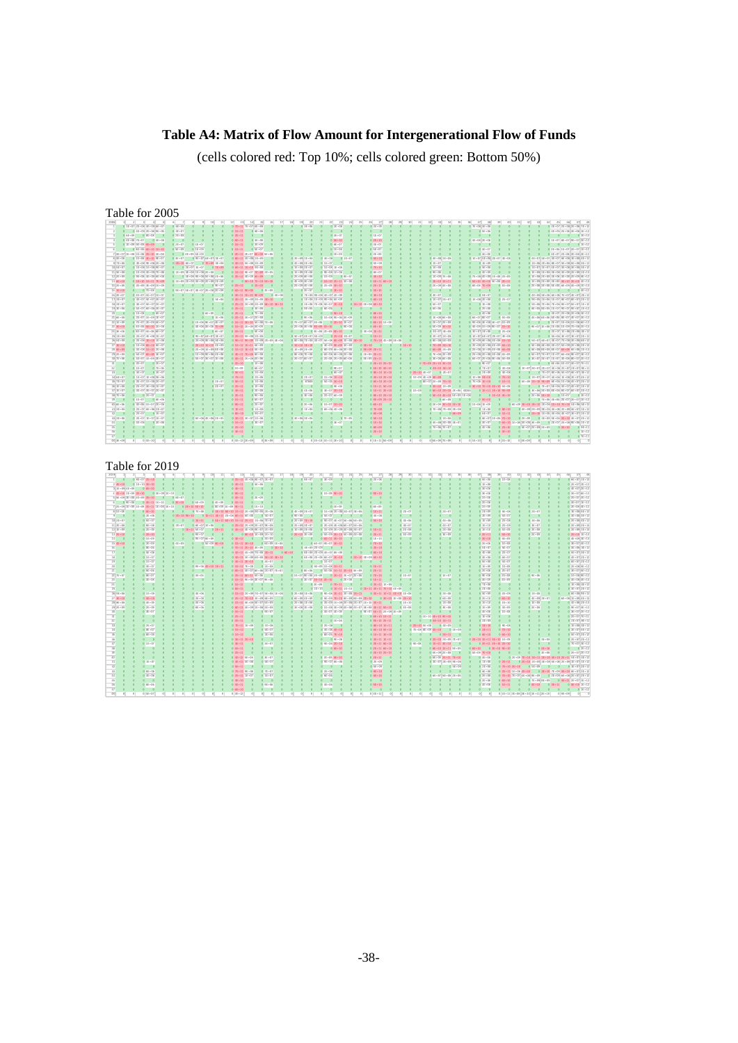# Table A4: Matrix of Flow Amount for Intergenerational Flow of Funds

(cells colored red: Top 10%; cells colored green: Bottom 50%)

Table for 2005

Table for 2019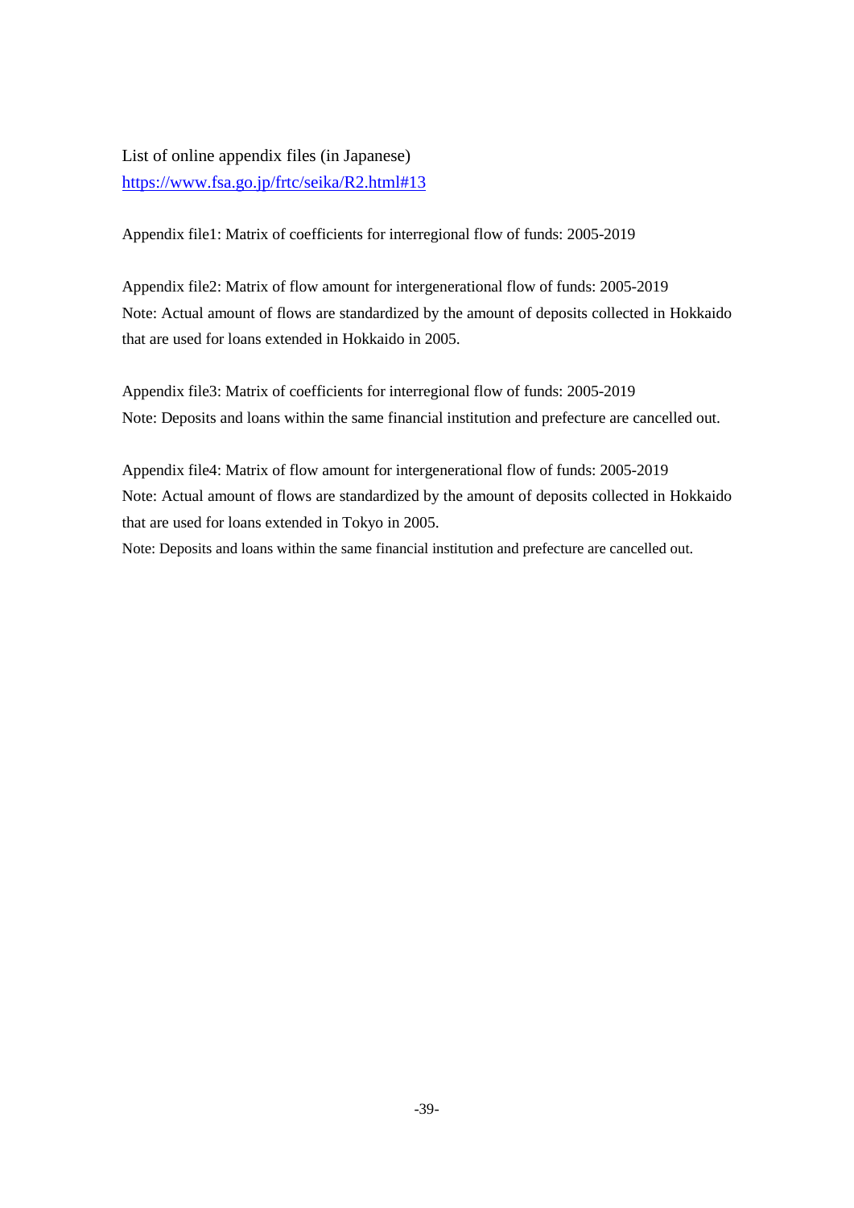List of online appendix files (in Japanese)
https://www.fsa.go.jp/frtc/seika/R2.html#13

Appendix file1: Matrix of coefficients for interregional flow of funds: 2005-2019

Appendix file2: Matrix of flow amount for intergenerational flow of funds: 2005-2019
Note: Actual amount of flows are standardized by the amount of deposits collected in Hokkaido that are used for loans extended in Hokkaido in 2005.

Appendix file3: Matrix of coefficients for interregional flow of funds: 2005-2019
Note: Deposits and loans within the same financial institution and prefecture are cancelled out.

Appendix file4: Matrix of flow amount for intergenerational flow of funds: 2005-2019
Note: Actual amount of flows are standardized by the amount of deposits collected in Hokkaido that are used for loans extended in Tokyo in 2005.
Note: Deposits and loans within the same financial institution and prefecture are cancelled out.